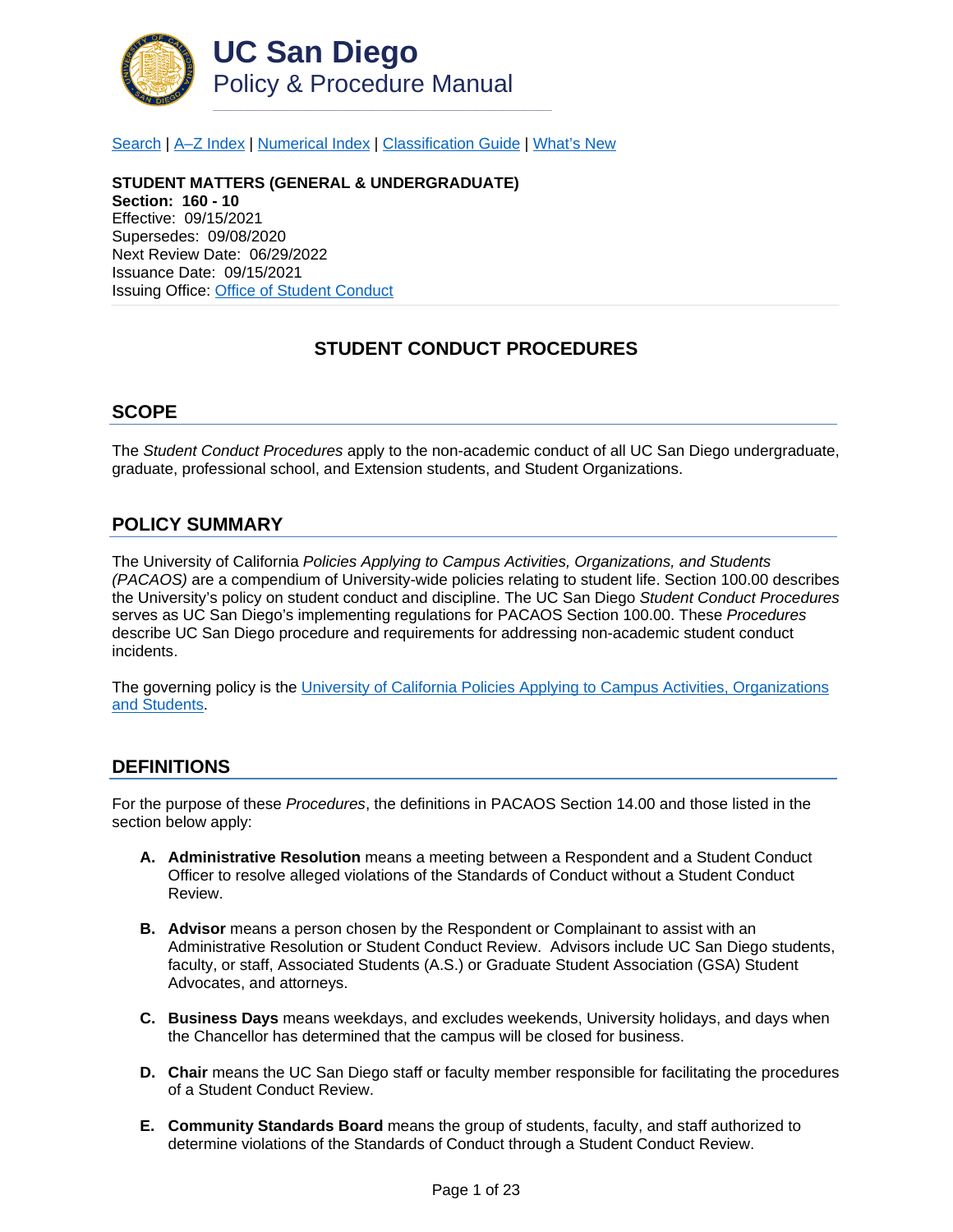# UC San Diego
## Policy & Procedure Manual

Search | A–Z Index | Numerical Index | Classification Guide | What's New

**STUDENT MATTERS (GENERAL & UNDERGRADUATE)**
**Section: 160 - 10**
Effective: 09/15/2021
Supersedes: 09/08/2020
Next Review Date: 06/29/2022
Issuance Date: 09/15/2021
Issuing Office: Office of Student Conduct

# STUDENT CONDUCT PROCEDURES

## SCOPE

The *Student Conduct Procedures* apply to the non-academic conduct of all UC San Diego undergraduate, graduate, professional school, and Extension students, and Student Organizations.

## POLICY SUMMARY

The University of California *Policies Applying to Campus Activities, Organizations, and Students (PACAOS)* are a compendium of University-wide policies relating to student life. Section 100.00 describes the University's policy on student conduct and discipline. The UC San Diego *Student Conduct Procedures* serves as UC San Diego's implementing regulations for PACAOS Section 100.00. These *Procedures* describe UC San Diego procedure and requirements for addressing non-academic student conduct incidents.

The governing policy is the University of California Policies Applying to Campus Activities, Organizations and Students.

## DEFINITIONS

For the purpose of these *Procedures*, the definitions in PACAOS Section 14.00 and those listed in the section below apply:

- **A. Administrative Resolution** means a meeting between a Respondent and a Student Conduct Officer to resolve alleged violations of the Standards of Conduct without a Student Conduct Review.
- **B. Advisor** means a person chosen by the Respondent or Complainant to assist with an Administrative Resolution or Student Conduct Review. Advisors include UC San Diego students, faculty, or staff, Associated Students (A.S.) or Graduate Student Association (GSA) Student Advocates, and attorneys.
- **C. Business Days** means weekdays, and excludes weekends, University holidays, and days when the Chancellor has determined that the campus will be closed for business.
- **D. Chair** means the UC San Diego staff or faculty member responsible for facilitating the procedures of a Student Conduct Review.
- **E. Community Standards Board** means the group of students, faculty, and staff authorized to determine violations of the Standards of Conduct through a Student Conduct Review.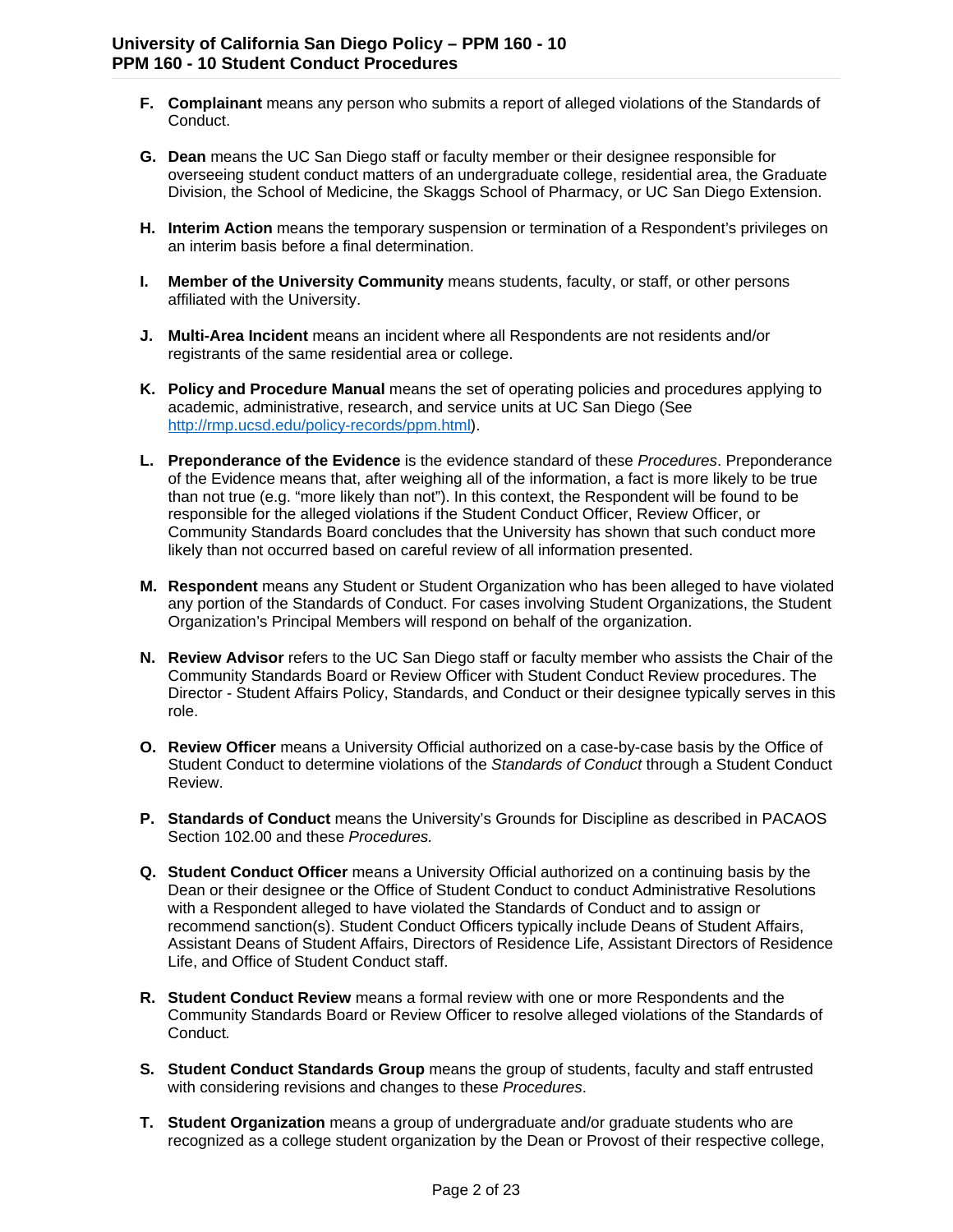F. **Complainant** means any person who submits a report of alleged violations of the Standards of Conduct.

G. **Dean** means the UC San Diego staff or faculty member or their designee responsible for overseeing student conduct matters of an undergraduate college, residential area, the Graduate Division, the School of Medicine, the Skaggs School of Pharmacy, or UC San Diego Extension.

H. **Interim Action** means the temporary suspension or termination of a Respondent's privileges on an interim basis before a final determination.

I. **Member of the University Community** means students, faculty, or staff, or other persons affiliated with the University.

J. **Multi-Area Incident** means an incident where all Respondents are not residents and/or registrants of the same residential area or college.

K. **Policy and Procedure Manual** means the set of operating policies and procedures applying to academic, administrative, research, and service units at UC San Diego (See [http://rmp.ucsd.edu/policy-records/ppm.html](http://rmp.ucsd.edu/policy-records/ppm.html)).

L. **Preponderance of the Evidence** is the evidence standard of these *Procedures*. Preponderance of the Evidence means that, after weighing all of the information, a fact is more likely to be true than not true (e.g. "more likely than not"). In this context, the Respondent will be found to be responsible for the alleged violations if the Student Conduct Officer, Review Officer, or Community Standards Board concludes that the University has shown that such conduct more likely than not occurred based on careful review of all information presented.

M. **Respondent** means any Student or Student Organization who has been alleged to have violated any portion of the Standards of Conduct. For cases involving Student Organizations, the Student Organization's Principal Members will respond on behalf of the organization.

N. **Review Advisor** refers to the UC San Diego staff or faculty member who assists the Chair of the Community Standards Board or Review Officer with Student Conduct Review procedures. The Director - Student Affairs Policy, Standards, and Conduct or their designee typically serves in this role.

O. **Review Officer** means a University Official authorized on a case-by-case basis by the Office of Student Conduct to determine violations of the *Standards of Conduct* through a Student Conduct Review.

P. **Standards of Conduct** means the University's Grounds for Discipline as described in PACAOS Section 102.00 and these *Procedures.*

Q. **Student Conduct Officer** means a University Official authorized on a continuing basis by the Dean or their designee or the Office of Student Conduct to conduct Administrative Resolutions with a Respondent alleged to have violated the Standards of Conduct and to assign or recommend sanction(s). Student Conduct Officers typically include Deans of Student Affairs, Assistant Deans of Student Affairs, Directors of Residence Life, Assistant Directors of Residence Life, and Office of Student Conduct staff.

R. **Student Conduct Review** means a formal review with one or more Respondents and the Community Standards Board or Review Officer to resolve alleged violations of the Standards of Conduct*.*

S. **Student Conduct Standards Group** means the group of students, faculty and staff entrusted with considering revisions and changes to these *Procedures*.

T. **Student Organization** means a group of undergraduate and/or graduate students who are recognized as a college student organization by the Dean or Provost of their respective college,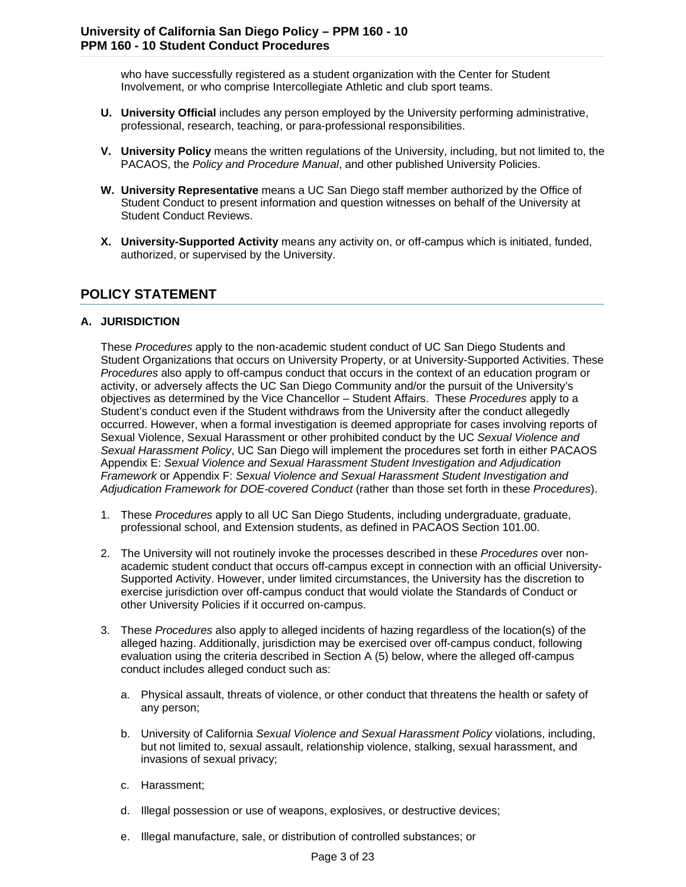who have successfully registered as a student organization with the Center for Student Involvement, or who comprise Intercollegiate Athletic and club sport teams.

**U.** **University Official** includes any person employed by the University performing administrative, professional, research, teaching, or para-professional responsibilities.

**V.** **University Policy** means the written regulations of the University, including, but not limited to, the PACAOS, the *Policy and Procedure Manual*, and other published University Policies.

**W.** **University Representative** means a UC San Diego staff member authorized by the Office of Student Conduct to present information and question witnesses on behalf of the University at Student Conduct Reviews.

**X.** **University-Supported Activity** means any activity on, or off-campus which is initiated, funded, authorized, or supervised by the University.

## POLICY STATEMENT

### A. JURISDICTION

These *Procedures* apply to the non-academic student conduct of UC San Diego Students and Student Organizations that occurs on University Property, or at University-Supported Activities. These *Procedures* also apply to off-campus conduct that occurs in the context of an education program or activity, or adversely affects the UC San Diego Community and/or the pursuit of the University's objectives as determined by the Vice Chancellor – Student Affairs. These *Procedures* apply to a Student's conduct even if the Student withdraws from the University after the conduct allegedly occurred. However, when a formal investigation is deemed appropriate for cases involving reports of Sexual Violence, Sexual Harassment or other prohibited conduct by the UC *Sexual Violence and Sexual Harassment Policy*, UC San Diego will implement the procedures set forth in either PACAOS Appendix E: *Sexual Violence and Sexual Harassment Student Investigation and Adjudication Framework* or Appendix F: *Sexual Violence and Sexual Harassment Student Investigation and Adjudication Framework for DOE-covered Conduct* (rather than those set forth in these *Procedures*).

1. These *Procedures* apply to all UC San Diego Students, including undergraduate, graduate, professional school, and Extension students, as defined in PACAOS Section 101.00.

2. The University will not routinely invoke the processes described in these *Procedures* over non-academic student conduct that occurs off-campus except in connection with an official University-Supported Activity. However, under limited circumstances, the University has the discretion to exercise jurisdiction over off-campus conduct that would violate the Standards of Conduct or other University Policies if it occurred on-campus.

3. These *Procedures* also apply to alleged incidents of hazing regardless of the location(s) of the alleged hazing. Additionally, jurisdiction may be exercised over off-campus conduct, following evaluation using the criteria described in Section A (5) below, where the alleged off-campus conduct includes alleged conduct such as:

   a. Physical assault, threats of violence, or other conduct that threatens the health or safety of any person;

   b. University of California *Sexual Violence and Sexual Harassment Policy* violations, including, but not limited to, sexual assault, relationship violence, stalking, sexual harassment, and invasions of sexual privacy;

   c. Harassment;

   d. Illegal possession or use of weapons, explosives, or destructive devices;

   e. Illegal manufacture, sale, or distribution of controlled substances; or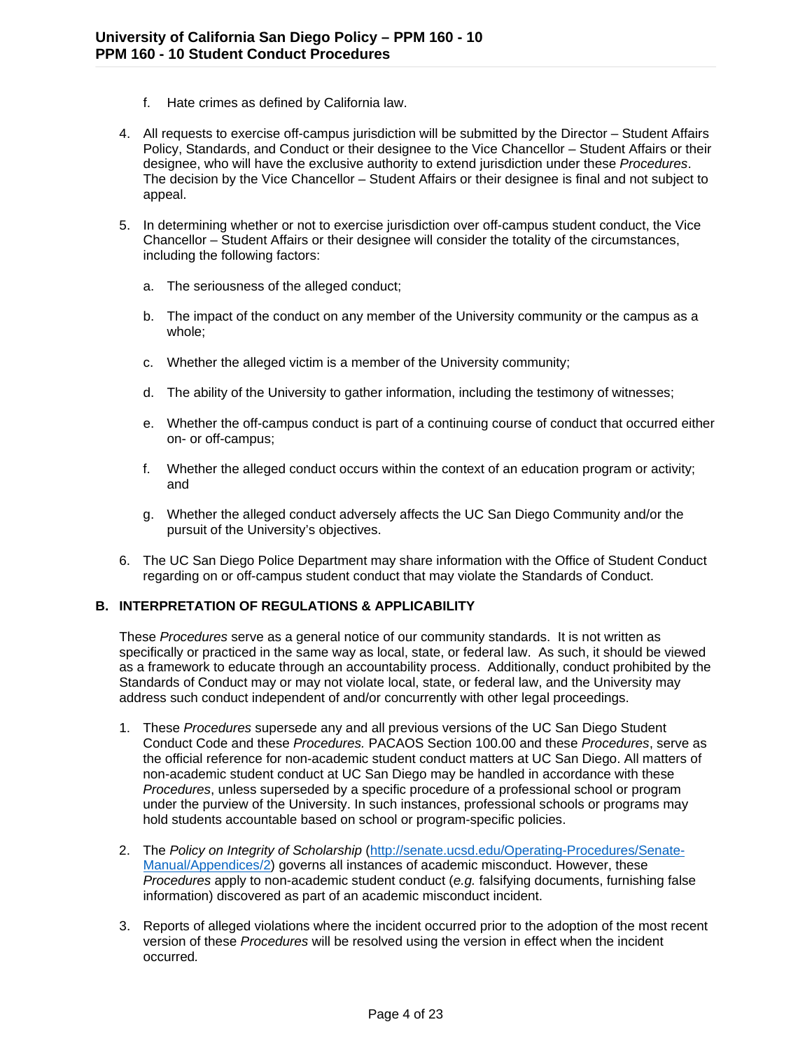f. Hate crimes as defined by California law.

4. All requests to exercise off-campus jurisdiction will be submitted by the Director – Student Affairs Policy, Standards, and Conduct or their designee to the Vice Chancellor – Student Affairs or their designee, who will have the exclusive authority to extend jurisdiction under these *Procedures*. The decision by the Vice Chancellor – Student Affairs or their designee is final and not subject to appeal.

5. In determining whether or not to exercise jurisdiction over off-campus student conduct, the Vice Chancellor – Student Affairs or their designee will consider the totality of the circumstances, including the following factors:

   a. The seriousness of the alleged conduct;

   b. The impact of the conduct on any member of the University community or the campus as a whole;

   c. Whether the alleged victim is a member of the University community;

   d. The ability of the University to gather information, including the testimony of witnesses;

   e. Whether the off-campus conduct is part of a continuing course of conduct that occurred either on- or off-campus;

   f. Whether the alleged conduct occurs within the context of an education program or activity; and

   g. Whether the alleged conduct adversely affects the UC San Diego Community and/or the pursuit of the University's objectives.

6. The UC San Diego Police Department may share information with the Office of Student Conduct regarding on or off-campus student conduct that may violate the Standards of Conduct.

## B. INTERPRETATION OF REGULATIONS & APPLICABILITY

These *Procedures* serve as a general notice of our community standards. It is not written as specifically or practiced in the same way as local, state, or federal law. As such, it should be viewed as a framework to educate through an accountability process. Additionally, conduct prohibited by the Standards of Conduct may or may not violate local, state, or federal law, and the University may address such conduct independent of and/or concurrently with other legal proceedings.

1. These *Procedures* supersede any and all previous versions of the UC San Diego Student Conduct Code and these *Procedures.* PACAOS Section 100.00 and these *Procedures*, serve as the official reference for non-academic student conduct matters at UC San Diego. All matters of non-academic student conduct at UC San Diego may be handled in accordance with these *Procedures*, unless superseded by a specific procedure of a professional school or program under the purview of the University. In such instances, professional schools or programs may hold students accountable based on school or program-specific policies.

2. The *Policy on Integrity of Scholarship* (http://senate.ucsd.edu/Operating-Procedures/Senate-Manual/Appendices/2) governs all instances of academic misconduct. However, these *Procedures* apply to non-academic student conduct (*e.g.* falsifying documents, furnishing false information) discovered as part of an academic misconduct incident.

3. Reports of alleged violations where the incident occurred prior to the adoption of the most recent version of these *Procedures* will be resolved using the version in effect when the incident occurred*.*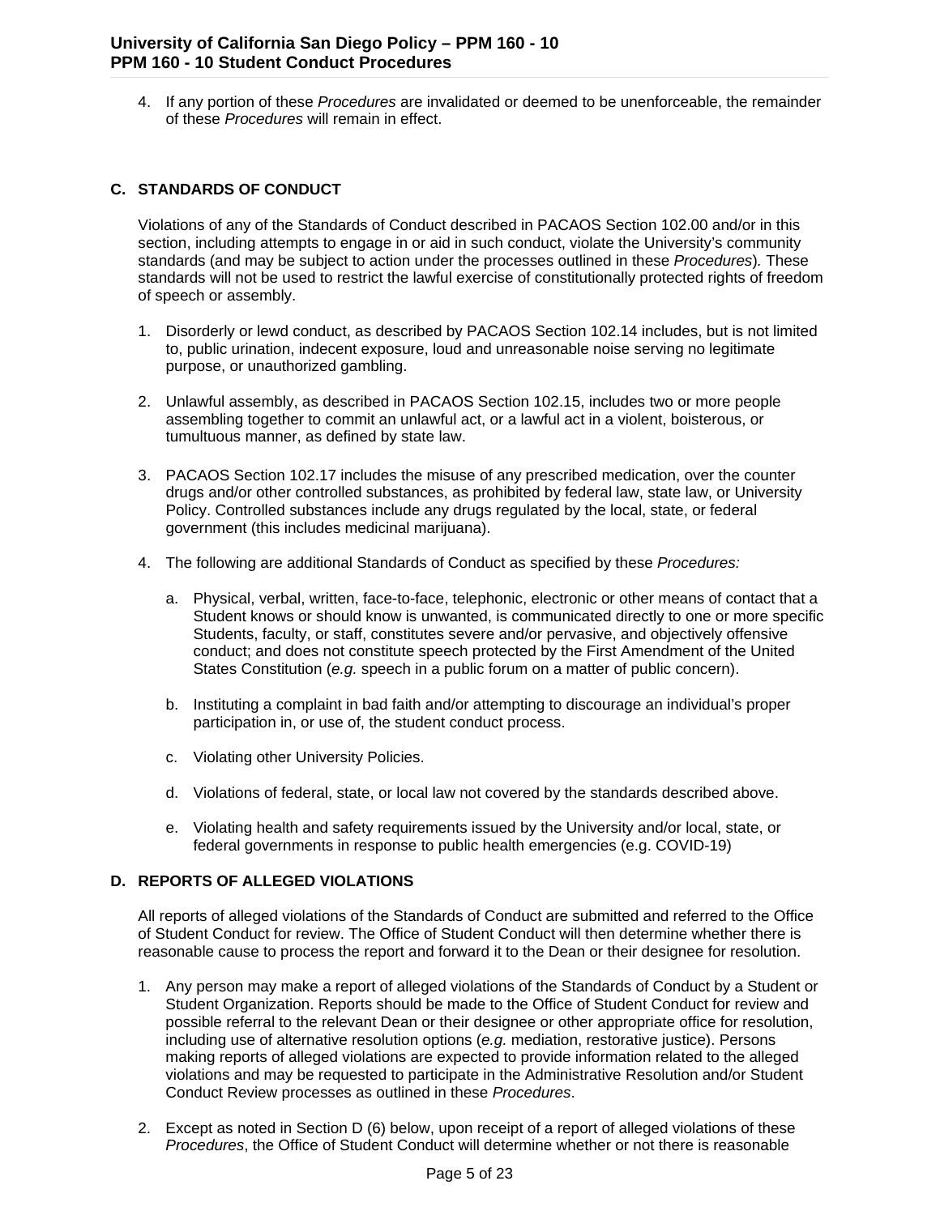4. If any portion of these *Procedures* are invalidated or deemed to be unenforceable, the remainder of these *Procedures* will remain in effect.

## C. STANDARDS OF CONDUCT

Violations of any of the Standards of Conduct described in PACAOS Section 102.00 and/or in this section, including attempts to engage in or aid in such conduct, violate the University's community standards (and may be subject to action under the processes outlined in these *Procedures*). These standards will not be used to restrict the lawful exercise of constitutionally protected rights of freedom of speech or assembly.

1. Disorderly or lewd conduct, as described by PACAOS Section 102.14 includes, but is not limited to, public urination, indecent exposure, loud and unreasonable noise serving no legitimate purpose, or unauthorized gambling.

2. Unlawful assembly, as described in PACAOS Section 102.15, includes two or more people assembling together to commit an unlawful act, or a lawful act in a violent, boisterous, or tumultuous manner, as defined by state law.

3. PACAOS Section 102.17 includes the misuse of any prescribed medication, over the counter drugs and/or other controlled substances, as prohibited by federal law, state law, or University Policy. Controlled substances include any drugs regulated by the local, state, or federal government (this includes medicinal marijuana).

4. The following are additional Standards of Conduct as specified by these *Procedures:*

   a. Physical, verbal, written, face-to-face, telephonic, electronic or other means of contact that a Student knows or should know is unwanted, is communicated directly to one or more specific Students, faculty, or staff, constitutes severe and/or pervasive, and objectively offensive conduct; and does not constitute speech protected by the First Amendment of the United States Constitution (*e.g.* speech in a public forum on a matter of public concern).

   b. Instituting a complaint in bad faith and/or attempting to discourage an individual's proper participation in, or use of, the student conduct process.

   c. Violating other University Policies.

   d. Violations of federal, state, or local law not covered by the standards described above.

   e. Violating health and safety requirements issued by the University and/or local, state, or federal governments in response to public health emergencies (e.g. COVID-19)

## D. REPORTS OF ALLEGED VIOLATIONS

All reports of alleged violations of the Standards of Conduct are submitted and referred to the Office of Student Conduct for review. The Office of Student Conduct will then determine whether there is reasonable cause to process the report and forward it to the Dean or their designee for resolution.

1. Any person may make a report of alleged violations of the Standards of Conduct by a Student or Student Organization. Reports should be made to the Office of Student Conduct for review and possible referral to the relevant Dean or their designee or other appropriate office for resolution, including use of alternative resolution options (*e.g.* mediation, restorative justice). Persons making reports of alleged violations are expected to provide information related to the alleged violations and may be requested to participate in the Administrative Resolution and/or Student Conduct Review processes as outlined in these *Procedures*.

2. Except as noted in Section D (6) below, upon receipt of a report of alleged violations of these *Procedures*, the Office of Student Conduct will determine whether or not there is reasonable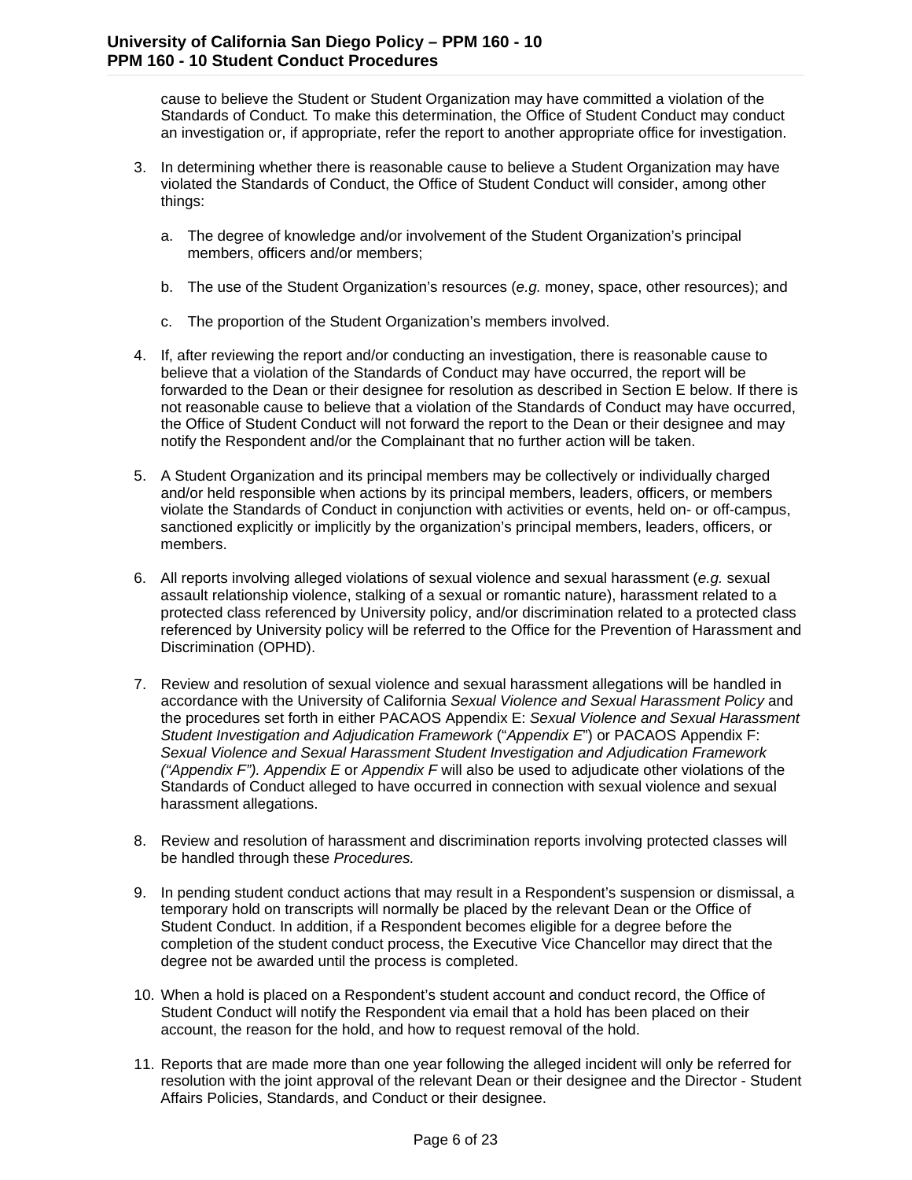cause to believe the Student or Student Organization may have committed a violation of the Standards of Conduct*.* To make this determination, the Office of Student Conduct may conduct an investigation or, if appropriate, refer the report to another appropriate office for investigation.

3. In determining whether there is reasonable cause to believe a Student Organization may have violated the Standards of Conduct, the Office of Student Conduct will consider, among other things:

    a. The degree of knowledge and/or involvement of the Student Organization's principal members, officers and/or members;

    b. The use of the Student Organization's resources (*e.g.* money, space, other resources); and

    c. The proportion of the Student Organization's members involved.

4. If, after reviewing the report and/or conducting an investigation, there is reasonable cause to believe that a violation of the Standards of Conduct may have occurred, the report will be forwarded to the Dean or their designee for resolution as described in Section E below. If there is not reasonable cause to believe that a violation of the Standards of Conduct may have occurred, the Office of Student Conduct will not forward the report to the Dean or their designee and may notify the Respondent and/or the Complainant that no further action will be taken.

5. A Student Organization and its principal members may be collectively or individually charged and/or held responsible when actions by its principal members, leaders, officers, or members violate the Standards of Conduct in conjunction with activities or events, held on- or off-campus, sanctioned explicitly or implicitly by the organization's principal members, leaders, officers, or members.

6. All reports involving alleged violations of sexual violence and sexual harassment (*e.g.* sexual assault relationship violence, stalking of a sexual or romantic nature), harassment related to a protected class referenced by University policy, and/or discrimination related to a protected class referenced by University policy will be referred to the Office for the Prevention of Harassment and Discrimination (OPHD).

7. Review and resolution of sexual violence and sexual harassment allegations will be handled in accordance with the University of California *Sexual Violence and Sexual Harassment Policy* and the procedures set forth in either PACAOS Appendix E: *Sexual Violence and Sexual Harassment Student Investigation and Adjudication Framework* ("*Appendix E*") or PACAOS Appendix F: *Sexual Violence and Sexual Harassment Student Investigation and Adjudication Framework ("Appendix F"). Appendix E* or *Appendix F* will also be used to adjudicate other violations of the Standards of Conduct alleged to have occurred in connection with sexual violence and sexual harassment allegations.

8. Review and resolution of harassment and discrimination reports involving protected classes will be handled through these *Procedures.*

9. In pending student conduct actions that may result in a Respondent's suspension or dismissal, a temporary hold on transcripts will normally be placed by the relevant Dean or the Office of Student Conduct. In addition, if a Respondent becomes eligible for a degree before the completion of the student conduct process, the Executive Vice Chancellor may direct that the degree not be awarded until the process is completed.

10. When a hold is placed on a Respondent's student account and conduct record, the Office of Student Conduct will notify the Respondent via email that a hold has been placed on their account, the reason for the hold, and how to request removal of the hold.

11. Reports that are made more than one year following the alleged incident will only be referred for resolution with the joint approval of the relevant Dean or their designee and the Director - Student Affairs Policies, Standards, and Conduct or their designee.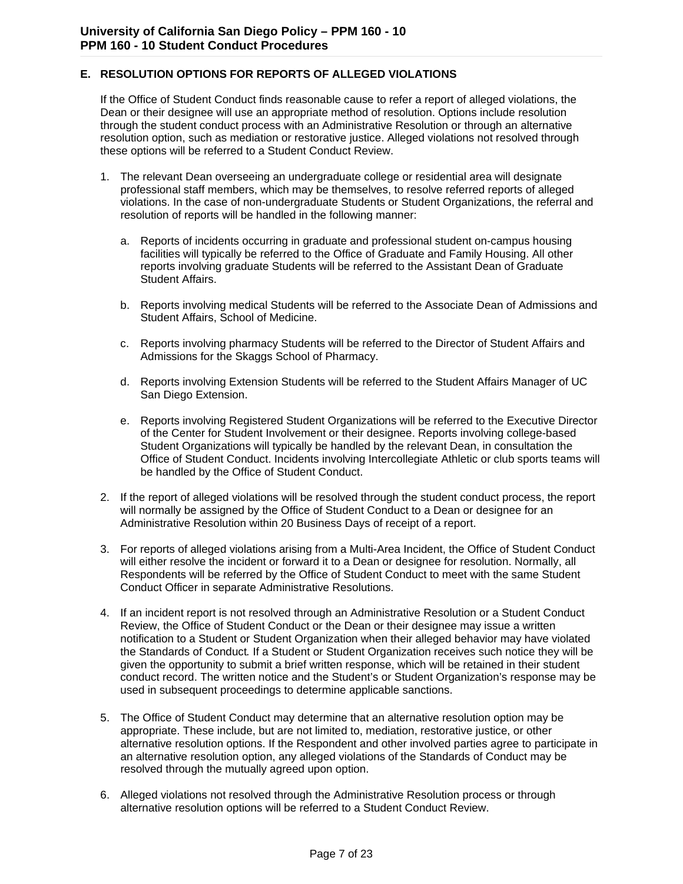## E. RESOLUTION OPTIONS FOR REPORTS OF ALLEGED VIOLATIONS

If the Office of Student Conduct finds reasonable cause to refer a report of alleged violations, the Dean or their designee will use an appropriate method of resolution. Options include resolution through the student conduct process with an Administrative Resolution or through an alternative resolution option, such as mediation or restorative justice. Alleged violations not resolved through these options will be referred to a Student Conduct Review.

1. The relevant Dean overseeing an undergraduate college or residential area will designate professional staff members, which may be themselves, to resolve referred reports of alleged violations. In the case of non-undergraduate Students or Student Organizations, the referral and resolution of reports will be handled in the following manner:

   a. Reports of incidents occurring in graduate and professional student on-campus housing facilities will typically be referred to the Office of Graduate and Family Housing. All other reports involving graduate Students will be referred to the Assistant Dean of Graduate Student Affairs.

   b. Reports involving medical Students will be referred to the Associate Dean of Admissions and Student Affairs, School of Medicine.

   c. Reports involving pharmacy Students will be referred to the Director of Student Affairs and Admissions for the Skaggs School of Pharmacy.

   d. Reports involving Extension Students will be referred to the Student Affairs Manager of UC San Diego Extension.

   e. Reports involving Registered Student Organizations will be referred to the Executive Director of the Center for Student Involvement or their designee. Reports involving college-based Student Organizations will typically be handled by the relevant Dean, in consultation the Office of Student Conduct. Incidents involving Intercollegiate Athletic or club sports teams will be handled by the Office of Student Conduct.

2. If the report of alleged violations will be resolved through the student conduct process, the report will normally be assigned by the Office of Student Conduct to a Dean or designee for an Administrative Resolution within 20 Business Days of receipt of a report.

3. For reports of alleged violations arising from a Multi-Area Incident, the Office of Student Conduct will either resolve the incident or forward it to a Dean or designee for resolution. Normally, all Respondents will be referred by the Office of Student Conduct to meet with the same Student Conduct Officer in separate Administrative Resolutions.

4. If an incident report is not resolved through an Administrative Resolution or a Student Conduct Review, the Office of Student Conduct or the Dean or their designee may issue a written notification to a Student or Student Organization when their alleged behavior may have violated the Standards of Conduct. If a Student or Student Organization receives such notice they will be given the opportunity to submit a brief written response, which will be retained in their student conduct record. The written notice and the Student's or Student Organization's response may be used in subsequent proceedings to determine applicable sanctions.

5. The Office of Student Conduct may determine that an alternative resolution option may be appropriate. These include, but are not limited to, mediation, restorative justice, or other alternative resolution options. If the Respondent and other involved parties agree to participate in an alternative resolution option, any alleged violations of the Standards of Conduct may be resolved through the mutually agreed upon option.

6. Alleged violations not resolved through the Administrative Resolution process or through alternative resolution options will be referred to a Student Conduct Review.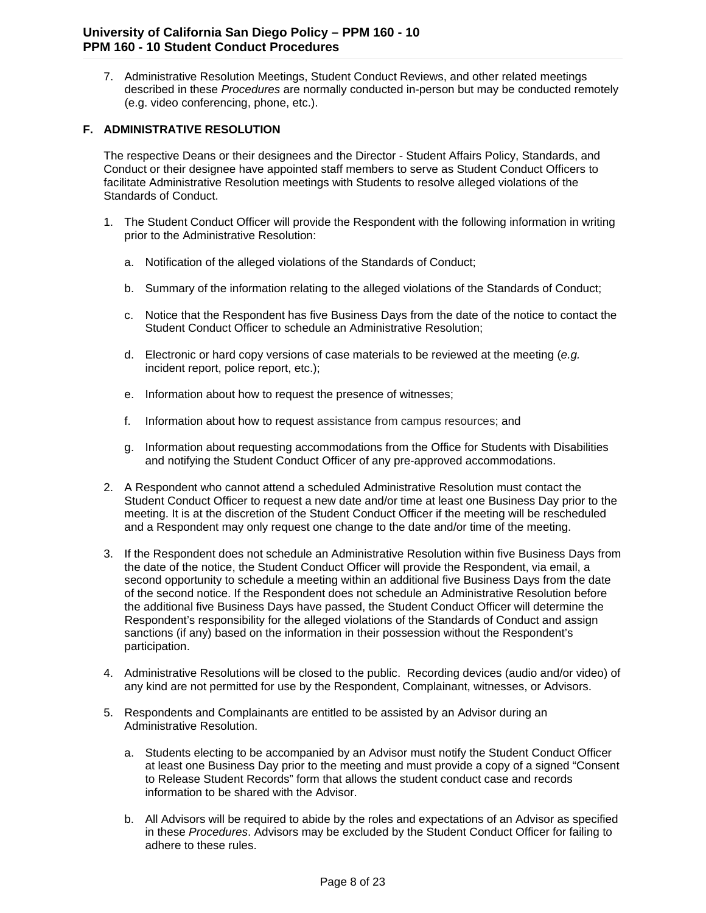7. Administrative Resolution Meetings, Student Conduct Reviews, and other related meetings described in these *Procedures* are normally conducted in-person but may be conducted remotely (e.g. video conferencing, phone, etc.).

## F. ADMINISTRATIVE RESOLUTION

The respective Deans or their designees and the Director - Student Affairs Policy, Standards, and Conduct or their designee have appointed staff members to serve as Student Conduct Officers to facilitate Administrative Resolution meetings with Students to resolve alleged violations of the Standards of Conduct.

1. The Student Conduct Officer will provide the Respondent with the following information in writing prior to the Administrative Resolution:

   a. Notification of the alleged violations of the Standards of Conduct;

   b. Summary of the information relating to the alleged violations of the Standards of Conduct;

   c. Notice that the Respondent has five Business Days from the date of the notice to contact the Student Conduct Officer to schedule an Administrative Resolution;

   d. Electronic or hard copy versions of case materials to be reviewed at the meeting (*e.g.* incident report, police report, etc.);

   e. Information about how to request the presence of witnesses;

   f. Information about how to request assistance from campus resources; and

   g. Information about requesting accommodations from the Office for Students with Disabilities and notifying the Student Conduct Officer of any pre-approved accommodations.

2. A Respondent who cannot attend a scheduled Administrative Resolution must contact the Student Conduct Officer to request a new date and/or time at least one Business Day prior to the meeting. It is at the discretion of the Student Conduct Officer if the meeting will be rescheduled and a Respondent may only request one change to the date and/or time of the meeting.

3. If the Respondent does not schedule an Administrative Resolution within five Business Days from the date of the notice, the Student Conduct Officer will provide the Respondent, via email, a second opportunity to schedule a meeting within an additional five Business Days from the date of the second notice. If the Respondent does not schedule an Administrative Resolution before the additional five Business Days have passed, the Student Conduct Officer will determine the Respondent's responsibility for the alleged violations of the Standards of Conduct and assign sanctions (if any) based on the information in their possession without the Respondent's participation.

4. Administrative Resolutions will be closed to the public. Recording devices (audio and/or video) of any kind are not permitted for use by the Respondent, Complainant, witnesses, or Advisors.

5. Respondents and Complainants are entitled to be assisted by an Advisor during an Administrative Resolution.

   a. Students electing to be accompanied by an Advisor must notify the Student Conduct Officer at least one Business Day prior to the meeting and must provide a copy of a signed "Consent to Release Student Records" form that allows the student conduct case and records information to be shared with the Advisor.

   b. All Advisors will be required to abide by the roles and expectations of an Advisor as specified in these *Procedures*. Advisors may be excluded by the Student Conduct Officer for failing to adhere to these rules.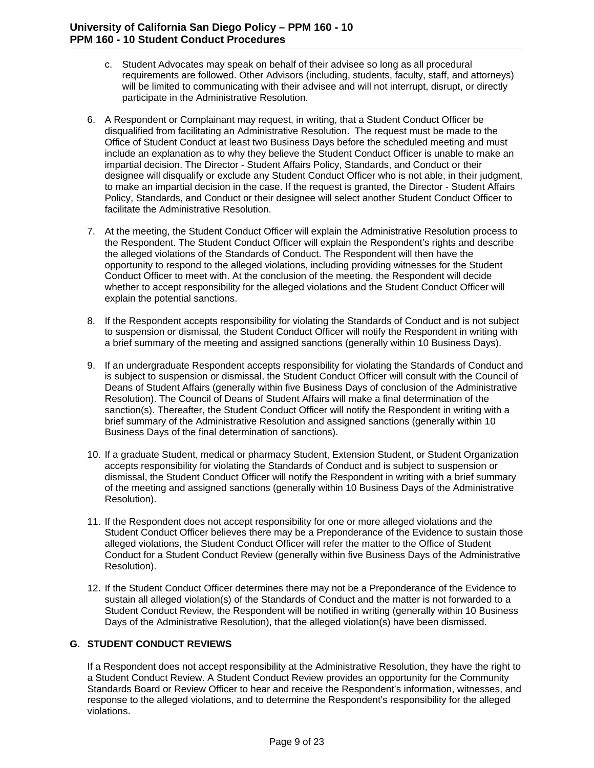c. Student Advocates may speak on behalf of their advisee so long as all procedural requirements are followed. Other Advisors (including, students, faculty, staff, and attorneys) will be limited to communicating with their advisee and will not interrupt, disrupt, or directly participate in the Administrative Resolution.

6. A Respondent or Complainant may request, in writing, that a Student Conduct Officer be disqualified from facilitating an Administrative Resolution. The request must be made to the Office of Student Conduct at least two Business Days before the scheduled meeting and must include an explanation as to why they believe the Student Conduct Officer is unable to make an impartial decision. The Director - Student Affairs Policy, Standards, and Conduct or their designee will disqualify or exclude any Student Conduct Officer who is not able, in their judgment, to make an impartial decision in the case. If the request is granted, the Director - Student Affairs Policy, Standards, and Conduct or their designee will select another Student Conduct Officer to facilitate the Administrative Resolution.

7. At the meeting, the Student Conduct Officer will explain the Administrative Resolution process to the Respondent. The Student Conduct Officer will explain the Respondent's rights and describe the alleged violations of the Standards of Conduct. The Respondent will then have the opportunity to respond to the alleged violations, including providing witnesses for the Student Conduct Officer to meet with. At the conclusion of the meeting, the Respondent will decide whether to accept responsibility for the alleged violations and the Student Conduct Officer will explain the potential sanctions.

8. If the Respondent accepts responsibility for violating the Standards of Conduct and is not subject to suspension or dismissal, the Student Conduct Officer will notify the Respondent in writing with a brief summary of the meeting and assigned sanctions (generally within 10 Business Days).

9. If an undergraduate Respondent accepts responsibility for violating the Standards of Conduct and is subject to suspension or dismissal, the Student Conduct Officer will consult with the Council of Deans of Student Affairs (generally within five Business Days of conclusion of the Administrative Resolution). The Council of Deans of Student Affairs will make a final determination of the sanction(s). Thereafter, the Student Conduct Officer will notify the Respondent in writing with a brief summary of the Administrative Resolution and assigned sanctions (generally within 10 Business Days of the final determination of sanctions).

10. If a graduate Student, medical or pharmacy Student, Extension Student, or Student Organization accepts responsibility for violating the Standards of Conduct and is subject to suspension or dismissal, the Student Conduct Officer will notify the Respondent in writing with a brief summary of the meeting and assigned sanctions (generally within 10 Business Days of the Administrative Resolution).

11. If the Respondent does not accept responsibility for one or more alleged violations and the Student Conduct Officer believes there may be a Preponderance of the Evidence to sustain those alleged violations, the Student Conduct Officer will refer the matter to the Office of Student Conduct for a Student Conduct Review (generally within five Business Days of the Administrative Resolution).

12. If the Student Conduct Officer determines there may not be a Preponderance of the Evidence to sustain all alleged violation(s) of the Standards of Conduct and the matter is not forwarded to a Student Conduct Review, the Respondent will be notified in writing (generally within 10 Business Days of the Administrative Resolution), that the alleged violation(s) have been dismissed.

## G. STUDENT CONDUCT REVIEWS

If a Respondent does not accept responsibility at the Administrative Resolution, they have the right to a Student Conduct Review. A Student Conduct Review provides an opportunity for the Community Standards Board or Review Officer to hear and receive the Respondent's information, witnesses, and response to the alleged violations, and to determine the Respondent's responsibility for the alleged violations.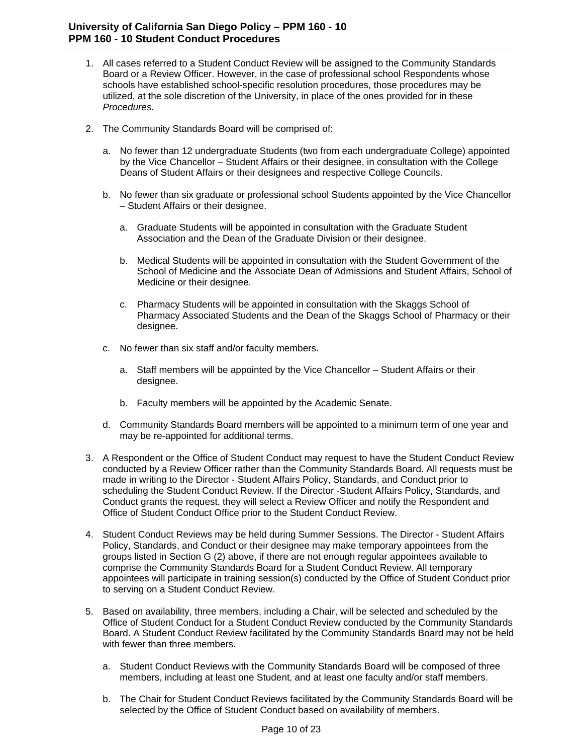1. All cases referred to a Student Conduct Review will be assigned to the Community Standards Board or a Review Officer. However, in the case of professional school Respondents whose schools have established school-specific resolution procedures, those procedures may be utilized, at the sole discretion of the University, in place of the ones provided for in these *Procedures*.

2. The Community Standards Board will be comprised of:

   a. No fewer than 12 undergraduate Students (two from each undergraduate College) appointed by the Vice Chancellor – Student Affairs or their designee, in consultation with the College Deans of Student Affairs or their designees and respective College Councils.

   b. No fewer than six graduate or professional school Students appointed by the Vice Chancellor – Student Affairs or their designee.

      a. Graduate Students will be appointed in consultation with the Graduate Student Association and the Dean of the Graduate Division or their designee.

      b. Medical Students will be appointed in consultation with the Student Government of the School of Medicine and the Associate Dean of Admissions and Student Affairs, School of Medicine or their designee.

      c. Pharmacy Students will be appointed in consultation with the Skaggs School of Pharmacy Associated Students and the Dean of the Skaggs School of Pharmacy or their designee.

   c. No fewer than six staff and/or faculty members.

      a. Staff members will be appointed by the Vice Chancellor – Student Affairs or their designee.

      b. Faculty members will be appointed by the Academic Senate.

   d. Community Standards Board members will be appointed to a minimum term of one year and may be re-appointed for additional terms.

3. A Respondent or the Office of Student Conduct may request to have the Student Conduct Review conducted by a Review Officer rather than the Community Standards Board. All requests must be made in writing to the Director - Student Affairs Policy, Standards, and Conduct prior to scheduling the Student Conduct Review. If the Director -Student Affairs Policy, Standards, and Conduct grants the request, they will select a Review Officer and notify the Respondent and Office of Student Conduct Office prior to the Student Conduct Review.

4. Student Conduct Reviews may be held during Summer Sessions. The Director - Student Affairs Policy, Standards, and Conduct or their designee may make temporary appointees from the groups listed in Section G (2) above, if there are not enough regular appointees available to comprise the Community Standards Board for a Student Conduct Review. All temporary appointees will participate in training session(s) conducted by the Office of Student Conduct prior to serving on a Student Conduct Review.

5. Based on availability, three members, including a Chair, will be selected and scheduled by the Office of Student Conduct for a Student Conduct Review conducted by the Community Standards Board. A Student Conduct Review facilitated by the Community Standards Board may not be held with fewer than three members.

   a. Student Conduct Reviews with the Community Standards Board will be composed of three members, including at least one Student, and at least one faculty and/or staff members.

   b. The Chair for Student Conduct Reviews facilitated by the Community Standards Board will be selected by the Office of Student Conduct based on availability of members.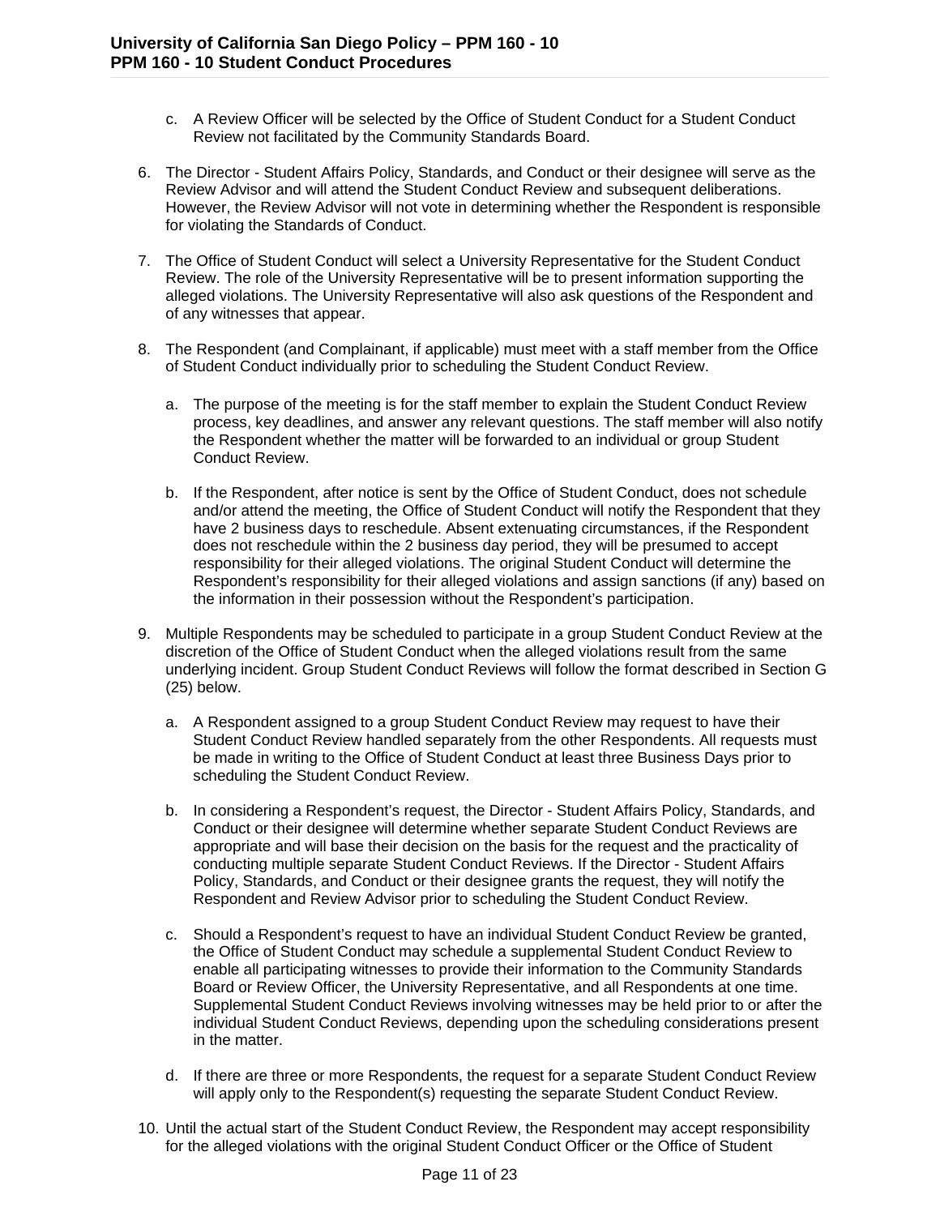c. A Review Officer will be selected by the Office of Student Conduct for a Student Conduct Review not facilitated by the Community Standards Board.

6. The Director - Student Affairs Policy, Standards, and Conduct or their designee will serve as the Review Advisor and will attend the Student Conduct Review and subsequent deliberations. However, the Review Advisor will not vote in determining whether the Respondent is responsible for violating the Standards of Conduct.

7. The Office of Student Conduct will select a University Representative for the Student Conduct Review. The role of the University Representative will be to present information supporting the alleged violations. The University Representative will also ask questions of the Respondent and of any witnesses that appear.

8. The Respondent (and Complainant, if applicable) must meet with a staff member from the Office of Student Conduct individually prior to scheduling the Student Conduct Review.

   a. The purpose of the meeting is for the staff member to explain the Student Conduct Review process, key deadlines, and answer any relevant questions. The staff member will also notify the Respondent whether the matter will be forwarded to an individual or group Student Conduct Review.

   b. If the Respondent, after notice is sent by the Office of Student Conduct, does not schedule and/or attend the meeting, the Office of Student Conduct will notify the Respondent that they have 2 business days to reschedule. Absent extenuating circumstances, if the Respondent does not reschedule within the 2 business day period, they will be presumed to accept responsibility for their alleged violations. The original Student Conduct will determine the Respondent's responsibility for their alleged violations and assign sanctions (if any) based on the information in their possession without the Respondent's participation.

9. Multiple Respondents may be scheduled to participate in a group Student Conduct Review at the discretion of the Office of Student Conduct when the alleged violations result from the same underlying incident. Group Student Conduct Reviews will follow the format described in Section G (25) below.

   a. A Respondent assigned to a group Student Conduct Review may request to have their Student Conduct Review handled separately from the other Respondents. All requests must be made in writing to the Office of Student Conduct at least three Business Days prior to scheduling the Student Conduct Review.

   b. In considering a Respondent's request, the Director - Student Affairs Policy, Standards, and Conduct or their designee will determine whether separate Student Conduct Reviews are appropriate and will base their decision on the basis for the request and the practicality of conducting multiple separate Student Conduct Reviews. If the Director - Student Affairs Policy, Standards, and Conduct or their designee grants the request, they will notify the Respondent and Review Advisor prior to scheduling the Student Conduct Review.

   c. Should a Respondent's request to have an individual Student Conduct Review be granted, the Office of Student Conduct may schedule a supplemental Student Conduct Review to enable all participating witnesses to provide their information to the Community Standards Board or Review Officer, the University Representative, and all Respondents at one time. Supplemental Student Conduct Reviews involving witnesses may be held prior to or after the individual Student Conduct Reviews, depending upon the scheduling considerations present in the matter.

   d. If there are three or more Respondents, the request for a separate Student Conduct Review will apply only to the Respondent(s) requesting the separate Student Conduct Review.

10. Until the actual start of the Student Conduct Review, the Respondent may accept responsibility for the alleged violations with the original Student Conduct Officer or the Office of Student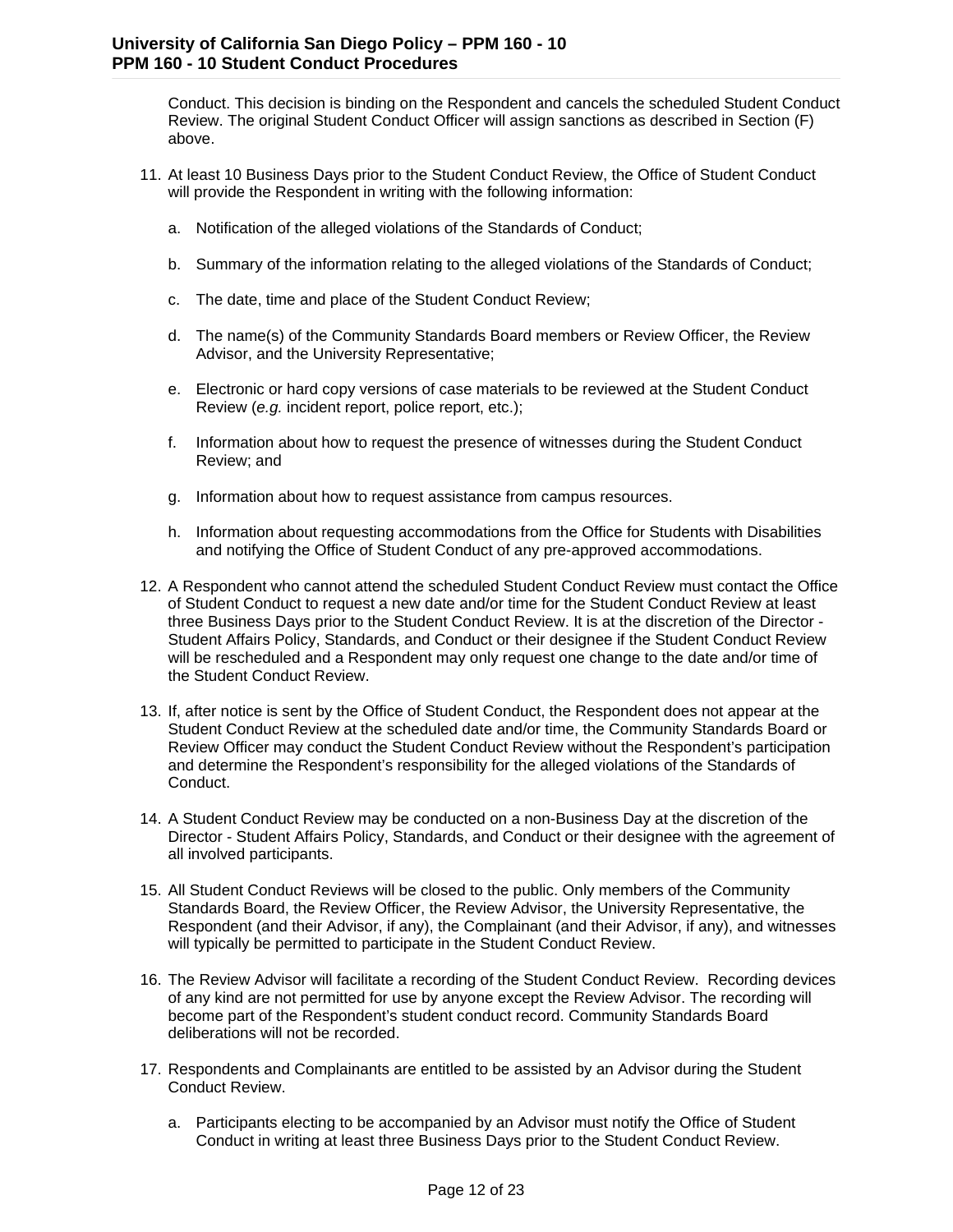Conduct. This decision is binding on the Respondent and cancels the scheduled Student Conduct Review. The original Student Conduct Officer will assign sanctions as described in Section (F) above.

11. At least 10 Business Days prior to the Student Conduct Review, the Office of Student Conduct will provide the Respondent in writing with the following information:

    a. Notification of the alleged violations of the Standards of Conduct;

    b. Summary of the information relating to the alleged violations of the Standards of Conduct;

    c. The date, time and place of the Student Conduct Review;

    d. The name(s) of the Community Standards Board members or Review Officer, the Review Advisor, and the University Representative;

    e. Electronic or hard copy versions of case materials to be reviewed at the Student Conduct Review (*e.g.* incident report, police report, etc.);

    f. Information about how to request the presence of witnesses during the Student Conduct Review; and

    g. Information about how to request assistance from campus resources.

    h. Information about requesting accommodations from the Office for Students with Disabilities and notifying the Office of Student Conduct of any pre-approved accommodations.

12. A Respondent who cannot attend the scheduled Student Conduct Review must contact the Office of Student Conduct to request a new date and/or time for the Student Conduct Review at least three Business Days prior to the Student Conduct Review. It is at the discretion of the Director - Student Affairs Policy, Standards, and Conduct or their designee if the Student Conduct Review will be rescheduled and a Respondent may only request one change to the date and/or time of the Student Conduct Review.

13. If, after notice is sent by the Office of Student Conduct, the Respondent does not appear at the Student Conduct Review at the scheduled date and/or time, the Community Standards Board or Review Officer may conduct the Student Conduct Review without the Respondent's participation and determine the Respondent's responsibility for the alleged violations of the Standards of Conduct.

14. A Student Conduct Review may be conducted on a non-Business Day at the discretion of the Director - Student Affairs Policy, Standards, and Conduct or their designee with the agreement of all involved participants.

15. All Student Conduct Reviews will be closed to the public. Only members of the Community Standards Board, the Review Officer, the Review Advisor, the University Representative, the Respondent (and their Advisor, if any), the Complainant (and their Advisor, if any), and witnesses will typically be permitted to participate in the Student Conduct Review.

16. The Review Advisor will facilitate a recording of the Student Conduct Review. Recording devices of any kind are not permitted for use by anyone except the Review Advisor. The recording will become part of the Respondent's student conduct record. Community Standards Board deliberations will not be recorded.

17. Respondents and Complainants are entitled to be assisted by an Advisor during the Student Conduct Review.

    a. Participants electing to be accompanied by an Advisor must notify the Office of Student Conduct in writing at least three Business Days prior to the Student Conduct Review.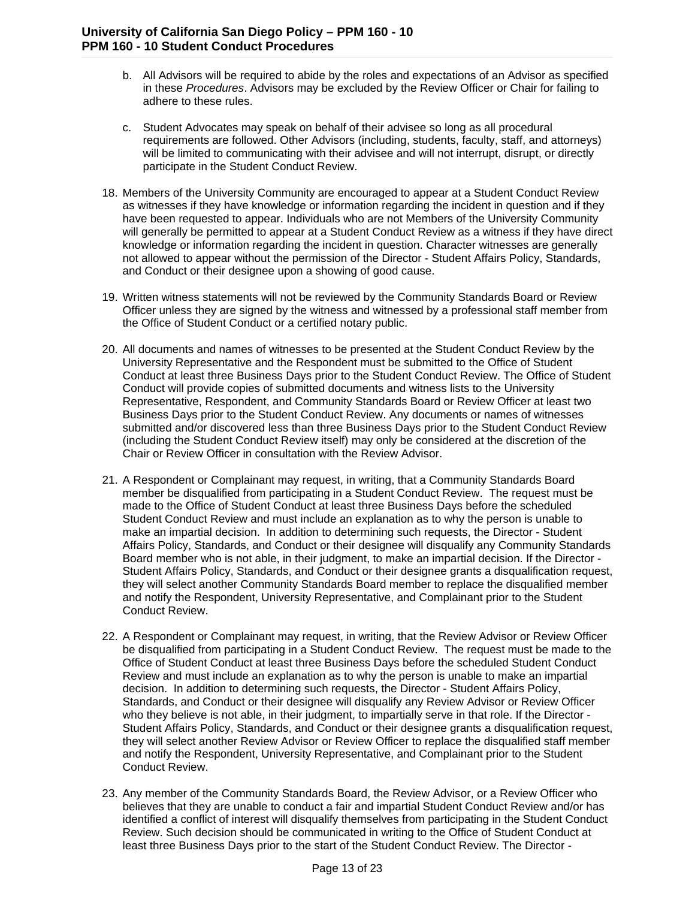b. All Advisors will be required to abide by the roles and expectations of an Advisor as specified in these *Procedures*. Advisors may be excluded by the Review Officer or Chair for failing to adhere to these rules.

c. Student Advocates may speak on behalf of their advisee so long as all procedural requirements are followed. Other Advisors (including, students, faculty, staff, and attorneys) will be limited to communicating with their advisee and will not interrupt, disrupt, or directly participate in the Student Conduct Review.

18. Members of the University Community are encouraged to appear at a Student Conduct Review as witnesses if they have knowledge or information regarding the incident in question and if they have been requested to appear. Individuals who are not Members of the University Community will generally be permitted to appear at a Student Conduct Review as a witness if they have direct knowledge or information regarding the incident in question. Character witnesses are generally not allowed to appear without the permission of the Director - Student Affairs Policy, Standards, and Conduct or their designee upon a showing of good cause.

19. Written witness statements will not be reviewed by the Community Standards Board or Review Officer unless they are signed by the witness and witnessed by a professional staff member from the Office of Student Conduct or a certified notary public.

20. All documents and names of witnesses to be presented at the Student Conduct Review by the University Representative and the Respondent must be submitted to the Office of Student Conduct at least three Business Days prior to the Student Conduct Review. The Office of Student Conduct will provide copies of submitted documents and witness lists to the University Representative, Respondent, and Community Standards Board or Review Officer at least two Business Days prior to the Student Conduct Review. Any documents or names of witnesses submitted and/or discovered less than three Business Days prior to the Student Conduct Review (including the Student Conduct Review itself) may only be considered at the discretion of the Chair or Review Officer in consultation with the Review Advisor.

21. A Respondent or Complainant may request, in writing, that a Community Standards Board member be disqualified from participating in a Student Conduct Review. The request must be made to the Office of Student Conduct at least three Business Days before the scheduled Student Conduct Review and must include an explanation as to why the person is unable to make an impartial decision. In addition to determining such requests, the Director - Student Affairs Policy, Standards, and Conduct or their designee will disqualify any Community Standards Board member who is not able, in their judgment, to make an impartial decision. If the Director - Student Affairs Policy, Standards, and Conduct or their designee grants a disqualification request, they will select another Community Standards Board member to replace the disqualified member and notify the Respondent, University Representative, and Complainant prior to the Student Conduct Review.

22. A Respondent or Complainant may request, in writing, that the Review Advisor or Review Officer be disqualified from participating in a Student Conduct Review. The request must be made to the Office of Student Conduct at least three Business Days before the scheduled Student Conduct Review and must include an explanation as to why the person is unable to make an impartial decision. In addition to determining such requests, the Director - Student Affairs Policy, Standards, and Conduct or their designee will disqualify any Review Advisor or Review Officer who they believe is not able, in their judgment, to impartially serve in that role. If the Director - Student Affairs Policy, Standards, and Conduct or their designee grants a disqualification request, they will select another Review Advisor or Review Officer to replace the disqualified staff member and notify the Respondent, University Representative, and Complainant prior to the Student Conduct Review.

23. Any member of the Community Standards Board, the Review Advisor, or a Review Officer who believes that they are unable to conduct a fair and impartial Student Conduct Review and/or has identified a conflict of interest will disqualify themselves from participating in the Student Conduct Review. Such decision should be communicated in writing to the Office of Student Conduct at least three Business Days prior to the start of the Student Conduct Review. The Director -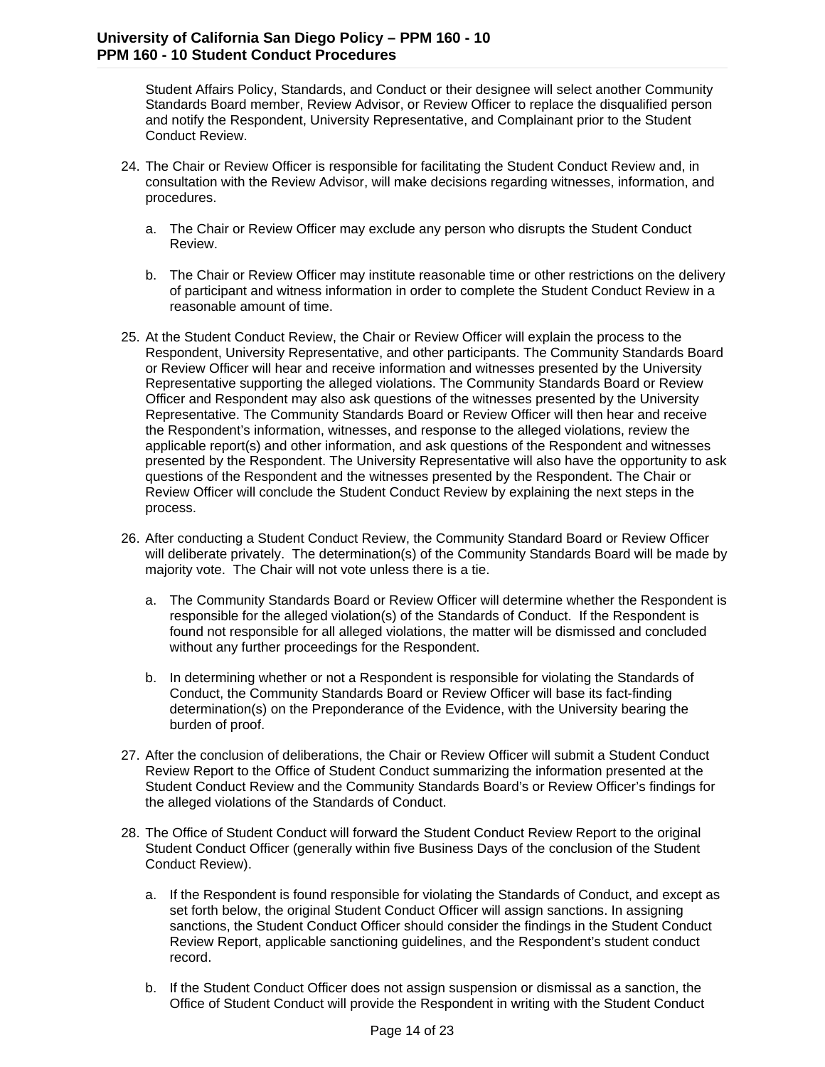Student Affairs Policy, Standards, and Conduct or their designee will select another Community Standards Board member, Review Advisor, or Review Officer to replace the disqualified person and notify the Respondent, University Representative, and Complainant prior to the Student Conduct Review.

24. The Chair or Review Officer is responsible for facilitating the Student Conduct Review and, in consultation with the Review Advisor, will make decisions regarding witnesses, information, and procedures.

    a. The Chair or Review Officer may exclude any person who disrupts the Student Conduct Review.

    b. The Chair or Review Officer may institute reasonable time or other restrictions on the delivery of participant and witness information in order to complete the Student Conduct Review in a reasonable amount of time.

25. At the Student Conduct Review, the Chair or Review Officer will explain the process to the Respondent, University Representative, and other participants. The Community Standards Board or Review Officer will hear and receive information and witnesses presented by the University Representative supporting the alleged violations. The Community Standards Board or Review Officer and Respondent may also ask questions of the witnesses presented by the University Representative. The Community Standards Board or Review Officer will then hear and receive the Respondent's information, witnesses, and response to the alleged violations, review the applicable report(s) and other information, and ask questions of the Respondent and witnesses presented by the Respondent. The University Representative will also have the opportunity to ask questions of the Respondent and the witnesses presented by the Respondent. The Chair or Review Officer will conclude the Student Conduct Review by explaining the next steps in the process.

26. After conducting a Student Conduct Review, the Community Standard Board or Review Officer will deliberate privately. The determination(s) of the Community Standards Board will be made by majority vote. The Chair will not vote unless there is a tie.

    a. The Community Standards Board or Review Officer will determine whether the Respondent is responsible for the alleged violation(s) of the Standards of Conduct. If the Respondent is found not responsible for all alleged violations, the matter will be dismissed and concluded without any further proceedings for the Respondent.

    b. In determining whether or not a Respondent is responsible for violating the Standards of Conduct, the Community Standards Board or Review Officer will base its fact-finding determination(s) on the Preponderance of the Evidence, with the University bearing the burden of proof.

27. After the conclusion of deliberations, the Chair or Review Officer will submit a Student Conduct Review Report to the Office of Student Conduct summarizing the information presented at the Student Conduct Review and the Community Standards Board's or Review Officer's findings for the alleged violations of the Standards of Conduct.

28. The Office of Student Conduct will forward the Student Conduct Review Report to the original Student Conduct Officer (generally within five Business Days of the conclusion of the Student Conduct Review).

    a. If the Respondent is found responsible for violating the Standards of Conduct, and except as set forth below, the original Student Conduct Officer will assign sanctions. In assigning sanctions, the Student Conduct Officer should consider the findings in the Student Conduct Review Report, applicable sanctioning guidelines, and the Respondent's student conduct record.

    b. If the Student Conduct Officer does not assign suspension or dismissal as a sanction, the Office of Student Conduct will provide the Respondent in writing with the Student Conduct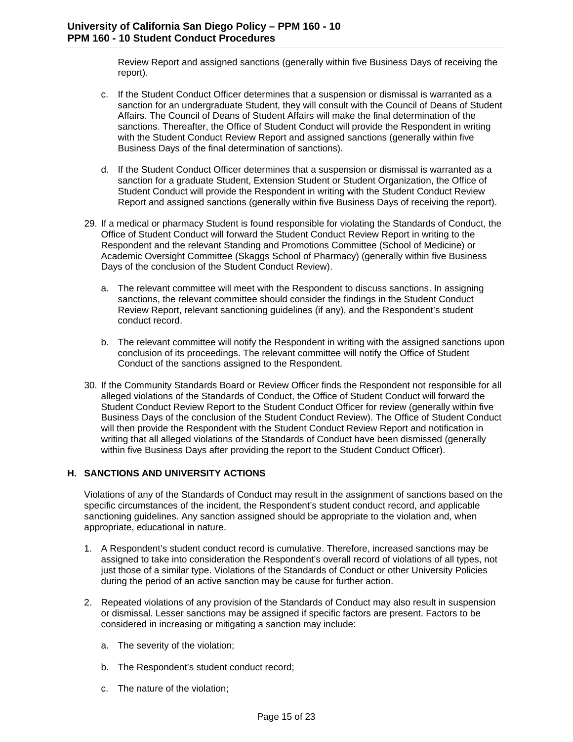Review Report and assigned sanctions (generally within five Business Days of receiving the report).

c. If the Student Conduct Officer determines that a suspension or dismissal is warranted as a sanction for an undergraduate Student, they will consult with the Council of Deans of Student Affairs. The Council of Deans of Student Affairs will make the final determination of the sanctions. Thereafter, the Office of Student Conduct will provide the Respondent in writing with the Student Conduct Review Report and assigned sanctions (generally within five Business Days of the final determination of sanctions).

d. If the Student Conduct Officer determines that a suspension or dismissal is warranted as a sanction for a graduate Student, Extension Student or Student Organization, the Office of Student Conduct will provide the Respondent in writing with the Student Conduct Review Report and assigned sanctions (generally within five Business Days of receiving the report).

29. If a medical or pharmacy Student is found responsible for violating the Standards of Conduct, the Office of Student Conduct will forward the Student Conduct Review Report in writing to the Respondent and the relevant Standing and Promotions Committee (School of Medicine) or Academic Oversight Committee (Skaggs School of Pharmacy) (generally within five Business Days of the conclusion of the Student Conduct Review).

    a. The relevant committee will meet with the Respondent to discuss sanctions. In assigning sanctions, the relevant committee should consider the findings in the Student Conduct Review Report, relevant sanctioning guidelines (if any), and the Respondent's student conduct record.

    b. The relevant committee will notify the Respondent in writing with the assigned sanctions upon conclusion of its proceedings. The relevant committee will notify the Office of Student Conduct of the sanctions assigned to the Respondent.

30. If the Community Standards Board or Review Officer finds the Respondent not responsible for all alleged violations of the Standards of Conduct, the Office of Student Conduct will forward the Student Conduct Review Report to the Student Conduct Officer for review (generally within five Business Days of the conclusion of the Student Conduct Review). The Office of Student Conduct will then provide the Respondent with the Student Conduct Review Report and notification in writing that all alleged violations of the Standards of Conduct have been dismissed (generally within five Business Days after providing the report to the Student Conduct Officer).

## H. SANCTIONS AND UNIVERSITY ACTIONS

Violations of any of the Standards of Conduct may result in the assignment of sanctions based on the specific circumstances of the incident, the Respondent's student conduct record, and applicable sanctioning guidelines. Any sanction assigned should be appropriate to the violation and, when appropriate, educational in nature.

1. A Respondent's student conduct record is cumulative. Therefore, increased sanctions may be assigned to take into consideration the Respondent's overall record of violations of all types, not just those of a similar type. Violations of the Standards of Conduct or other University Policies during the period of an active sanction may be cause for further action.

2. Repeated violations of any provision of the Standards of Conduct may also result in suspension or dismissal. Lesser sanctions may be assigned if specific factors are present. Factors to be considered in increasing or mitigating a sanction may include:

    a. The severity of the violation;

    b. The Respondent's student conduct record;

    c. The nature of the violation;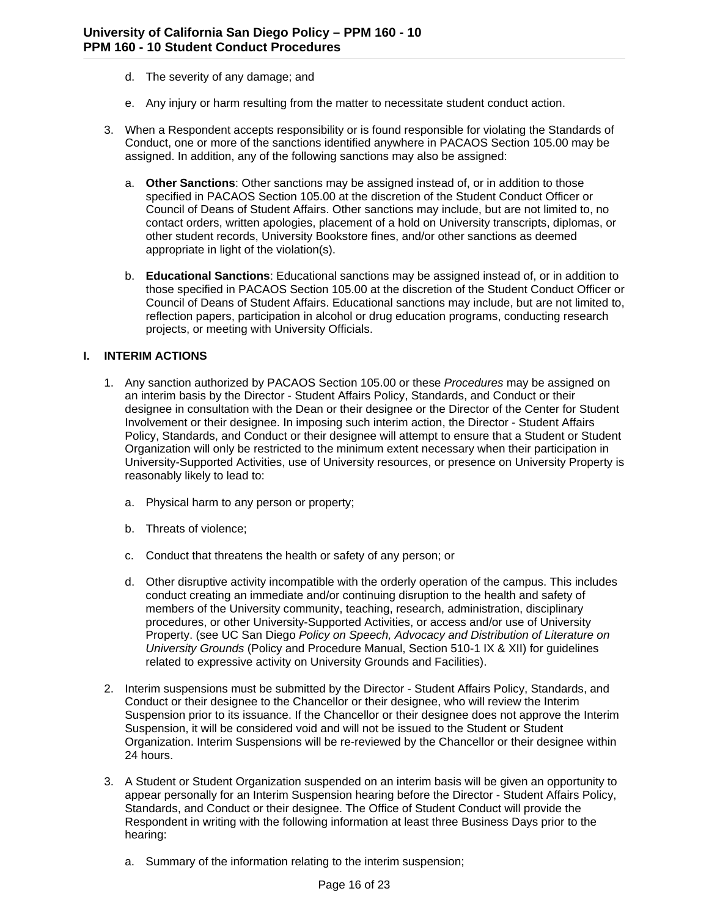d. The severity of any damage; and

e. Any injury or harm resulting from the matter to necessitate student conduct action.

3. When a Respondent accepts responsibility or is found responsible for violating the Standards of Conduct, one or more of the sanctions identified anywhere in PACAOS Section 105.00 may be assigned. In addition, any of the following sanctions may also be assigned:

   a. **Other Sanctions**: Other sanctions may be assigned instead of, or in addition to those specified in PACAOS Section 105.00 at the discretion of the Student Conduct Officer or Council of Deans of Student Affairs. Other sanctions may include, but are not limited to, no contact orders, written apologies, placement of a hold on University transcripts, diplomas, or other student records, University Bookstore fines, and/or other sanctions as deemed appropriate in light of the violation(s).

   b. **Educational Sanctions**: Educational sanctions may be assigned instead of, or in addition to those specified in PACAOS Section 105.00 at the discretion of the Student Conduct Officer or Council of Deans of Student Affairs. Educational sanctions may include, but are not limited to, reflection papers, participation in alcohol or drug education programs, conducting research projects, or meeting with University Officials.

## I. INTERIM ACTIONS

1. Any sanction authorized by PACAOS Section 105.00 or these *Procedures* may be assigned on an interim basis by the Director - Student Affairs Policy, Standards, and Conduct or their designee in consultation with the Dean or their designee or the Director of the Center for Student Involvement or their designee. In imposing such interim action, the Director - Student Affairs Policy, Standards, and Conduct or their designee will attempt to ensure that a Student or Student Organization will only be restricted to the minimum extent necessary when their participation in University-Supported Activities, use of University resources, or presence on University Property is reasonably likely to lead to:

   a. Physical harm to any person or property;

   b. Threats of violence;

   c. Conduct that threatens the health or safety of any person; or

   d. Other disruptive activity incompatible with the orderly operation of the campus. This includes conduct creating an immediate and/or continuing disruption to the health and safety of members of the University community, teaching, research, administration, disciplinary procedures, or other University-Supported Activities, or access and/or use of University Property. (see UC San Diego *Policy on Speech, Advocacy and Distribution of Literature on University Grounds* (Policy and Procedure Manual, Section 510-1 IX & XII) for guidelines related to expressive activity on University Grounds and Facilities).

2. Interim suspensions must be submitted by the Director - Student Affairs Policy, Standards, and Conduct or their designee to the Chancellor or their designee, who will review the Interim Suspension prior to its issuance. If the Chancellor or their designee does not approve the Interim Suspension, it will be considered void and will not be issued to the Student or Student Organization. Interim Suspensions will be re-reviewed by the Chancellor or their designee within 24 hours.

3. A Student or Student Organization suspended on an interim basis will be given an opportunity to appear personally for an Interim Suspension hearing before the Director - Student Affairs Policy, Standards, and Conduct or their designee. The Office of Student Conduct will provide the Respondent in writing with the following information at least three Business Days prior to the hearing:

   a. Summary of the information relating to the interim suspension;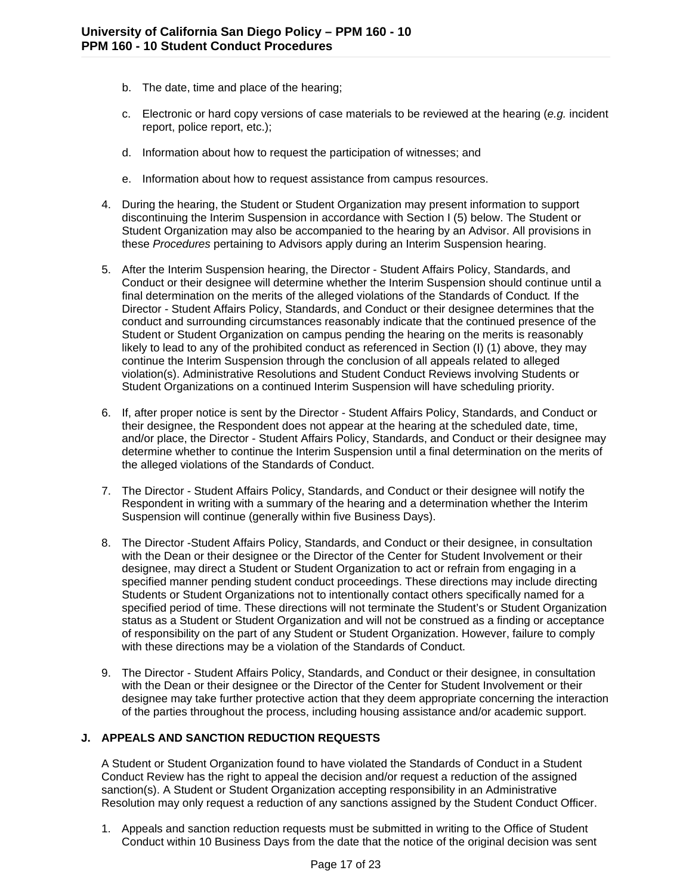b. The date, time and place of the hearing;

   c. Electronic or hard copy versions of case materials to be reviewed at the hearing (*e.g.* incident report, police report, etc.);

   d. Information about how to request the participation of witnesses; and

   e. Information about how to request assistance from campus resources.

4. During the hearing, the Student or Student Organization may present information to support discontinuing the Interim Suspension in accordance with Section I (5) below. The Student or Student Organization may also be accompanied to the hearing by an Advisor. All provisions in these *Procedures* pertaining to Advisors apply during an Interim Suspension hearing.

5. After the Interim Suspension hearing, the Director - Student Affairs Policy, Standards, and Conduct or their designee will determine whether the Interim Suspension should continue until a final determination on the merits of the alleged violations of the Standards of Conduct. If the Director - Student Affairs Policy, Standards, and Conduct or their designee determines that the conduct and surrounding circumstances reasonably indicate that the continued presence of the Student or Student Organization on campus pending the hearing on the merits is reasonably likely to lead to any of the prohibited conduct as referenced in Section (I) (1) above, they may continue the Interim Suspension through the conclusion of all appeals related to alleged violation(s). Administrative Resolutions and Student Conduct Reviews involving Students or Student Organizations on a continued Interim Suspension will have scheduling priority.

6. If, after proper notice is sent by the Director - Student Affairs Policy, Standards, and Conduct or their designee, the Respondent does not appear at the hearing at the scheduled date, time, and/or place, the Director - Student Affairs Policy, Standards, and Conduct or their designee may determine whether to continue the Interim Suspension until a final determination on the merits of the alleged violations of the Standards of Conduct.

7. The Director - Student Affairs Policy, Standards, and Conduct or their designee will notify the Respondent in writing with a summary of the hearing and a determination whether the Interim Suspension will continue (generally within five Business Days).

8. The Director -Student Affairs Policy, Standards, and Conduct or their designee, in consultation with the Dean or their designee or the Director of the Center for Student Involvement or their designee, may direct a Student or Student Organization to act or refrain from engaging in a specified manner pending student conduct proceedings. These directions may include directing Students or Student Organizations not to intentionally contact others specifically named for a specified period of time. These directions will not terminate the Student's or Student Organization status as a Student or Student Organization and will not be construed as a finding or acceptance of responsibility on the part of any Student or Student Organization. However, failure to comply with these directions may be a violation of the Standards of Conduct.

9. The Director - Student Affairs Policy, Standards, and Conduct or their designee, in consultation with the Dean or their designee or the Director of the Center for Student Involvement or their designee may take further protective action that they deem appropriate concerning the interaction of the parties throughout the process, including housing assistance and/or academic support.

## J. APPEALS AND SANCTION REDUCTION REQUESTS

A Student or Student Organization found to have violated the Standards of Conduct in a Student Conduct Review has the right to appeal the decision and/or request a reduction of the assigned sanction(s). A Student or Student Organization accepting responsibility in an Administrative Resolution may only request a reduction of any sanctions assigned by the Student Conduct Officer.

1. Appeals and sanction reduction requests must be submitted in writing to the Office of Student Conduct within 10 Business Days from the date that the notice of the original decision was sent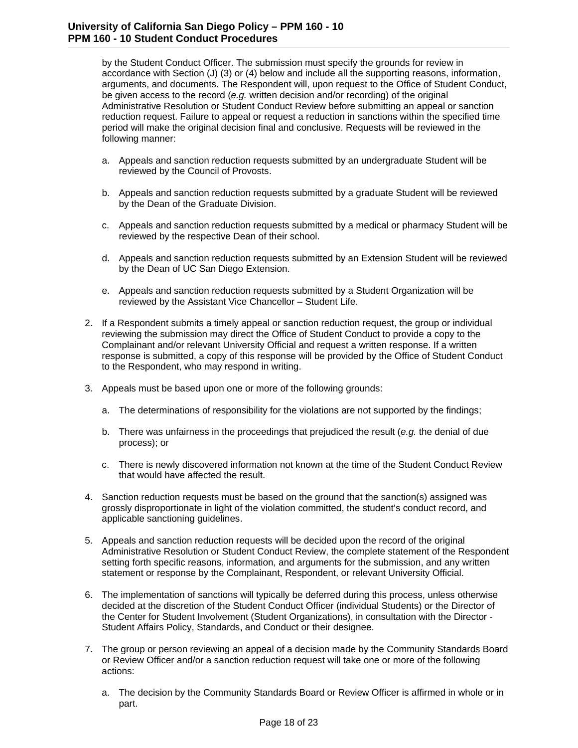by the Student Conduct Officer. The submission must specify the grounds for review in accordance with Section (J) (3) or (4) below and include all the supporting reasons, information, arguments, and documents. The Respondent will, upon request to the Office of Student Conduct, be given access to the record (*e.g.* written decision and/or recording) of the original Administrative Resolution or Student Conduct Review before submitting an appeal or sanction reduction request. Failure to appeal or request a reduction in sanctions within the specified time period will make the original decision final and conclusive. Requests will be reviewed in the following manner:

   a. Appeals and sanction reduction requests submitted by an undergraduate Student will be reviewed by the Council of Provosts.

   b. Appeals and sanction reduction requests submitted by a graduate Student will be reviewed by the Dean of the Graduate Division.

   c. Appeals and sanction reduction requests submitted by a medical or pharmacy Student will be reviewed by the respective Dean of their school.

   d. Appeals and sanction reduction requests submitted by an Extension Student will be reviewed by the Dean of UC San Diego Extension.

   e. Appeals and sanction reduction requests submitted by a Student Organization will be reviewed by the Assistant Vice Chancellor – Student Life.

2. If a Respondent submits a timely appeal or sanction reduction request, the group or individual reviewing the submission may direct the Office of Student Conduct to provide a copy to the Complainant and/or relevant University Official and request a written response. If a written response is submitted, a copy of this response will be provided by the Office of Student Conduct to the Respondent, who may respond in writing.

3. Appeals must be based upon one or more of the following grounds:

   a. The determinations of responsibility for the violations are not supported by the findings;

   b. There was unfairness in the proceedings that prejudiced the result (*e.g.* the denial of due process); or

   c. There is newly discovered information not known at the time of the Student Conduct Review that would have affected the result.

4. Sanction reduction requests must be based on the ground that the sanction(s) assigned was grossly disproportionate in light of the violation committed, the student's conduct record, and applicable sanctioning guidelines.

5. Appeals and sanction reduction requests will be decided upon the record of the original Administrative Resolution or Student Conduct Review, the complete statement of the Respondent setting forth specific reasons, information, and arguments for the submission, and any written statement or response by the Complainant, Respondent, or relevant University Official.

6. The implementation of sanctions will typically be deferred during this process, unless otherwise decided at the discretion of the Student Conduct Officer (individual Students) or the Director of the Center for Student Involvement (Student Organizations), in consultation with the Director - Student Affairs Policy, Standards, and Conduct or their designee.

7. The group or person reviewing an appeal of a decision made by the Community Standards Board or Review Officer and/or a sanction reduction request will take one or more of the following actions:

   a. The decision by the Community Standards Board or Review Officer is affirmed in whole or in part.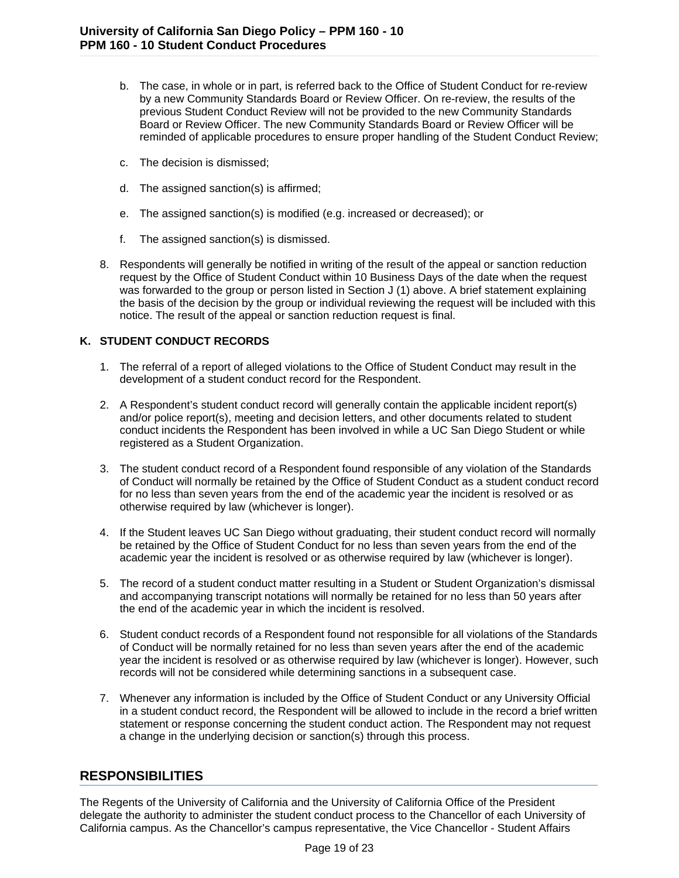b. The case, in whole or in part, is referred back to the Office of Student Conduct for re-review by a new Community Standards Board or Review Officer. On re-review, the results of the previous Student Conduct Review will not be provided to the new Community Standards Board or Review Officer. The new Community Standards Board or Review Officer will be reminded of applicable procedures to ensure proper handling of the Student Conduct Review;

   c. The decision is dismissed;

   d. The assigned sanction(s) is affirmed;

   e. The assigned sanction(s) is modified (e.g. increased or decreased); or

   f. The assigned sanction(s) is dismissed.

8. Respondents will generally be notified in writing of the result of the appeal or sanction reduction request by the Office of Student Conduct within 10 Business Days of the date when the request was forwarded to the group or person listed in Section J (1) above. A brief statement explaining the basis of the decision by the group or individual reviewing the request will be included with this notice. The result of the appeal or sanction reduction request is final.

**K. STUDENT CONDUCT RECORDS**

1. The referral of a report of alleged violations to the Office of Student Conduct may result in the development of a student conduct record for the Respondent.

2. A Respondent's student conduct record will generally contain the applicable incident report(s) and/or police report(s), meeting and decision letters, and other documents related to student conduct incidents the Respondent has been involved in while a UC San Diego Student or while registered as a Student Organization.

3. The student conduct record of a Respondent found responsible of any violation of the Standards of Conduct will normally be retained by the Office of Student Conduct as a student conduct record for no less than seven years from the end of the academic year the incident is resolved or as otherwise required by law (whichever is longer).

4. If the Student leaves UC San Diego without graduating, their student conduct record will normally be retained by the Office of Student Conduct for no less than seven years from the end of the academic year the incident is resolved or as otherwise required by law (whichever is longer).

5. The record of a student conduct matter resulting in a Student or Student Organization's dismissal and accompanying transcript notations will normally be retained for no less than 50 years after the end of the academic year in which the incident is resolved.

6. Student conduct records of a Respondent found not responsible for all violations of the Standards of Conduct will be normally retained for no less than seven years after the end of the academic year the incident is resolved or as otherwise required by law (whichever is longer). However, such records will not be considered while determining sanctions in a subsequent case.

7. Whenever any information is included by the Office of Student Conduct or any University Official in a student conduct record, the Respondent will be allowed to include in the record a brief written statement or response concerning the student conduct action. The Respondent may not request a change in the underlying decision or sanction(s) through this process.

## RESPONSIBILITIES

The Regents of the University of California and the University of California Office of the President delegate the authority to administer the student conduct process to the Chancellor of each University of California campus. As the Chancellor's campus representative, the Vice Chancellor - Student Affairs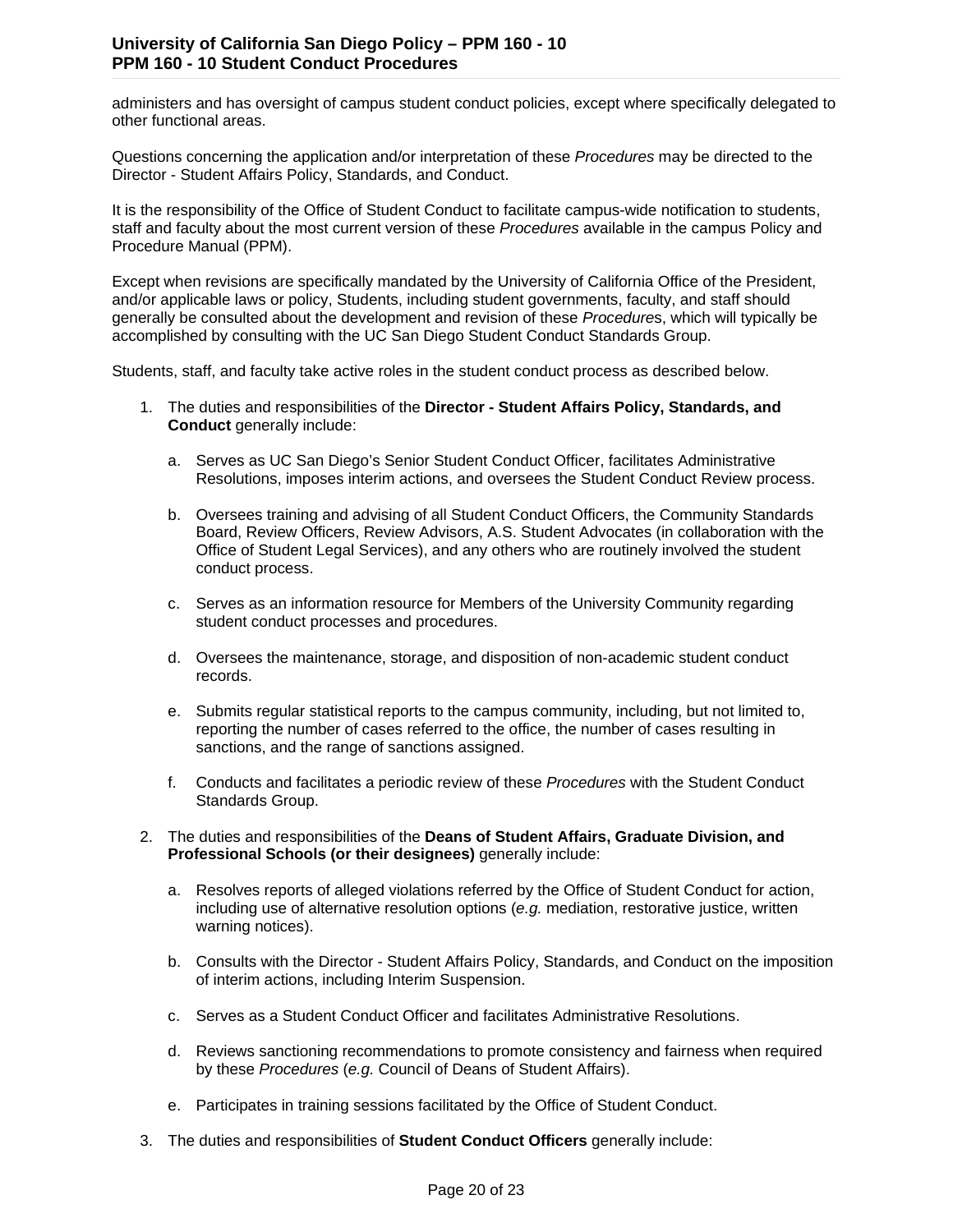administers and has oversight of campus student conduct policies, except where specifically delegated to other functional areas.

Questions concerning the application and/or interpretation of these *Procedures* may be directed to the Director - Student Affairs Policy, Standards, and Conduct.

It is the responsibility of the Office of Student Conduct to facilitate campus-wide notification to students, staff and faculty about the most current version of these *Procedures* available in the campus Policy and Procedure Manual (PPM).

Except when revisions are specifically mandated by the University of California Office of the President, and/or applicable laws or policy, Students, including student governments, faculty, and staff should generally be consulted about the development and revision of these *Procedure*s, which will typically be accomplished by consulting with the UC San Diego Student Conduct Standards Group.

Students, staff, and faculty take active roles in the student conduct process as described below.

1. The duties and responsibilities of the **Director - Student Affairs Policy, Standards, and Conduct** generally include:

   a. Serves as UC San Diego's Senior Student Conduct Officer, facilitates Administrative Resolutions, imposes interim actions, and oversees the Student Conduct Review process.

   b. Oversees training and advising of all Student Conduct Officers, the Community Standards Board, Review Officers, Review Advisors, A.S. Student Advocates (in collaboration with the Office of Student Legal Services), and any others who are routinely involved the student conduct process.

   c. Serves as an information resource for Members of the University Community regarding student conduct processes and procedures.

   d. Oversees the maintenance, storage, and disposition of non-academic student conduct records.

   e. Submits regular statistical reports to the campus community, including, but not limited to, reporting the number of cases referred to the office, the number of cases resulting in sanctions, and the range of sanctions assigned.

   f. Conducts and facilitates a periodic review of these *Procedures* with the Student Conduct Standards Group.

2. The duties and responsibilities of the **Deans of Student Affairs, Graduate Division, and Professional Schools (or their designees)** generally include:

   a. Resolves reports of alleged violations referred by the Office of Student Conduct for action, including use of alternative resolution options (*e.g.* mediation, restorative justice, written warning notices).

   b. Consults with the Director - Student Affairs Policy, Standards, and Conduct on the imposition of interim actions, including Interim Suspension.

   c. Serves as a Student Conduct Officer and facilitates Administrative Resolutions.

   d. Reviews sanctioning recommendations to promote consistency and fairness when required by these *Procedures* (*e.g.* Council of Deans of Student Affairs).

   e. Participates in training sessions facilitated by the Office of Student Conduct.

3. The duties and responsibilities of **Student Conduct Officers** generally include: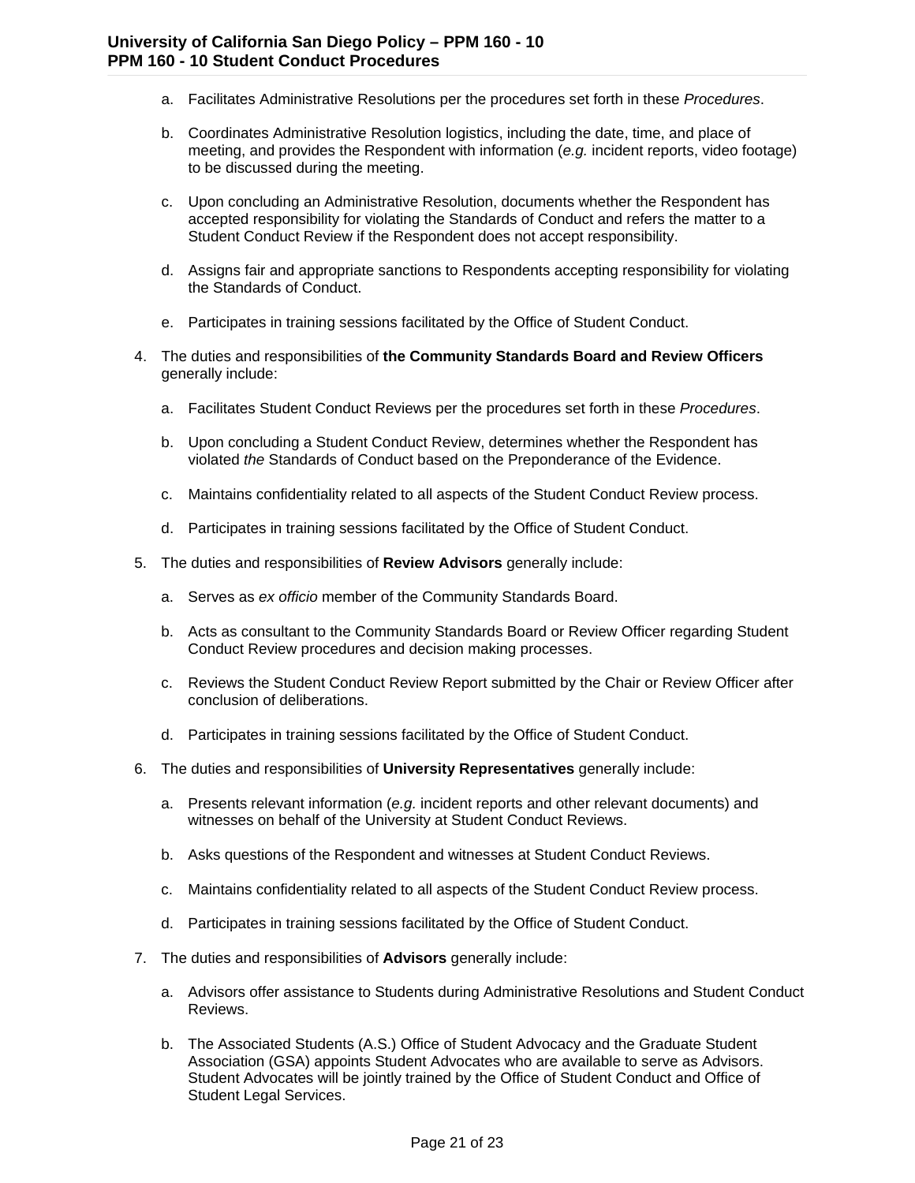a. Facilitates Administrative Resolutions per the procedures set forth in these *Procedures*.

   b. Coordinates Administrative Resolution logistics, including the date, time, and place of meeting, and provides the Respondent with information (*e.g.* incident reports, video footage) to be discussed during the meeting.

   c. Upon concluding an Administrative Resolution, documents whether the Respondent has accepted responsibility for violating the Standards of Conduct and refers the matter to a Student Conduct Review if the Respondent does not accept responsibility.

   d. Assigns fair and appropriate sanctions to Respondents accepting responsibility for violating the Standards of Conduct.

   e. Participates in training sessions facilitated by the Office of Student Conduct.

4. The duties and responsibilities of **the Community Standards Board and Review Officers** generally include:

   a. Facilitates Student Conduct Reviews per the procedures set forth in these *Procedures*.

   b. Upon concluding a Student Conduct Review, determines whether the Respondent has violated *the* Standards of Conduct based on the Preponderance of the Evidence.

   c. Maintains confidentiality related to all aspects of the Student Conduct Review process.

   d. Participates in training sessions facilitated by the Office of Student Conduct.

5. The duties and responsibilities of **Review Advisors** generally include:

   a. Serves as *ex officio* member of the Community Standards Board.

   b. Acts as consultant to the Community Standards Board or Review Officer regarding Student Conduct Review procedures and decision making processes.

   c. Reviews the Student Conduct Review Report submitted by the Chair or Review Officer after conclusion of deliberations.

   d. Participates in training sessions facilitated by the Office of Student Conduct.

6. The duties and responsibilities of **University Representatives** generally include:

   a. Presents relevant information (*e.g.* incident reports and other relevant documents) and witnesses on behalf of the University at Student Conduct Reviews.

   b. Asks questions of the Respondent and witnesses at Student Conduct Reviews.

   c. Maintains confidentiality related to all aspects of the Student Conduct Review process.

   d. Participates in training sessions facilitated by the Office of Student Conduct.

7. The duties and responsibilities of **Advisors** generally include:

   a. Advisors offer assistance to Students during Administrative Resolutions and Student Conduct Reviews.

   b. The Associated Students (A.S.) Office of Student Advocacy and the Graduate Student Association (GSA) appoints Student Advocates who are available to serve as Advisors. Student Advocates will be jointly trained by the Office of Student Conduct and Office of Student Legal Services.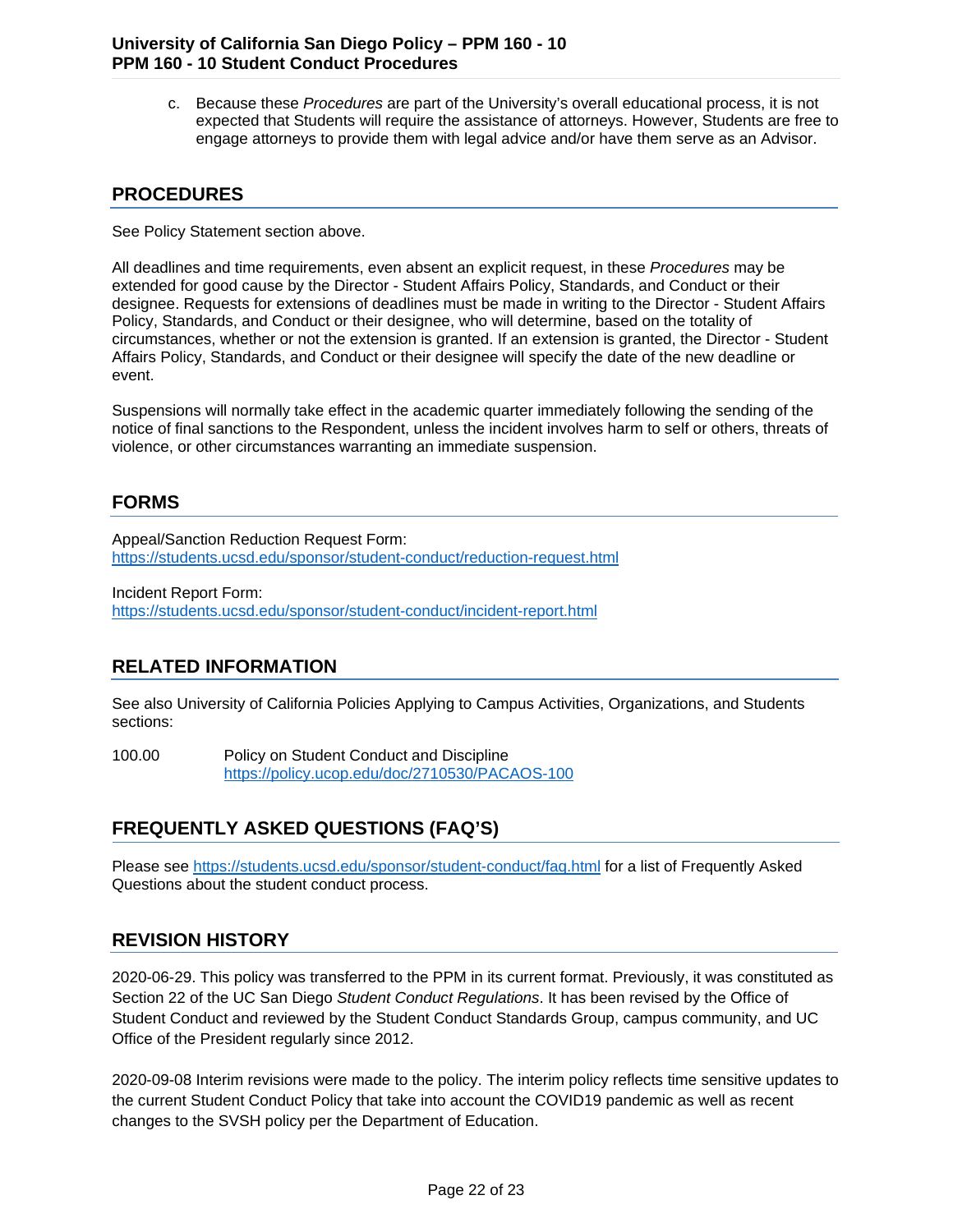c. Because these *Procedures* are part of the University's overall educational process, it is not expected that Students will require the assistance of attorneys. However, Students are free to engage attorneys to provide them with legal advice and/or have them serve as an Advisor.

## PROCEDURES

See Policy Statement section above.

All deadlines and time requirements, even absent an explicit request, in these *Procedures* may be extended for good cause by the Director - Student Affairs Policy, Standards, and Conduct or their designee. Requests for extensions of deadlines must be made in writing to the Director - Student Affairs Policy, Standards, and Conduct or their designee, who will determine, based on the totality of circumstances, whether or not the extension is granted. If an extension is granted, the Director - Student Affairs Policy, Standards, and Conduct or their designee will specify the date of the new deadline or event.

Suspensions will normally take effect in the academic quarter immediately following the sending of the notice of final sanctions to the Respondent, unless the incident involves harm to self or others, threats of violence, or other circumstances warranting an immediate suspension.

## FORMS

Appeal/Sanction Reduction Request Form:
https://students.ucsd.edu/sponsor/student-conduct/reduction-request.html

Incident Report Form:
https://students.ucsd.edu/sponsor/student-conduct/incident-report.html

## RELATED INFORMATION

See also University of California Policies Applying to Campus Activities, Organizations, and Students sections:

100.00 Policy on Student Conduct and Discipline
https://policy.ucop.edu/doc/2710530/PACAOS-100

## FREQUENTLY ASKED QUESTIONS (FAQ'S)

Please see https://students.ucsd.edu/sponsor/student-conduct/faq.html for a list of Frequently Asked Questions about the student conduct process.

## REVISION HISTORY

2020-06-29. This policy was transferred to the PPM in its current format. Previously, it was constituted as Section 22 of the UC San Diego *Student Conduct Regulations*. It has been revised by the Office of Student Conduct and reviewed by the Student Conduct Standards Group, campus community, and UC Office of the President regularly since 2012.

2020-09-08 Interim revisions were made to the policy. The interim policy reflects time sensitive updates to the current Student Conduct Policy that take into account the COVID19 pandemic as well as recent changes to the SVSH policy per the Department of Education.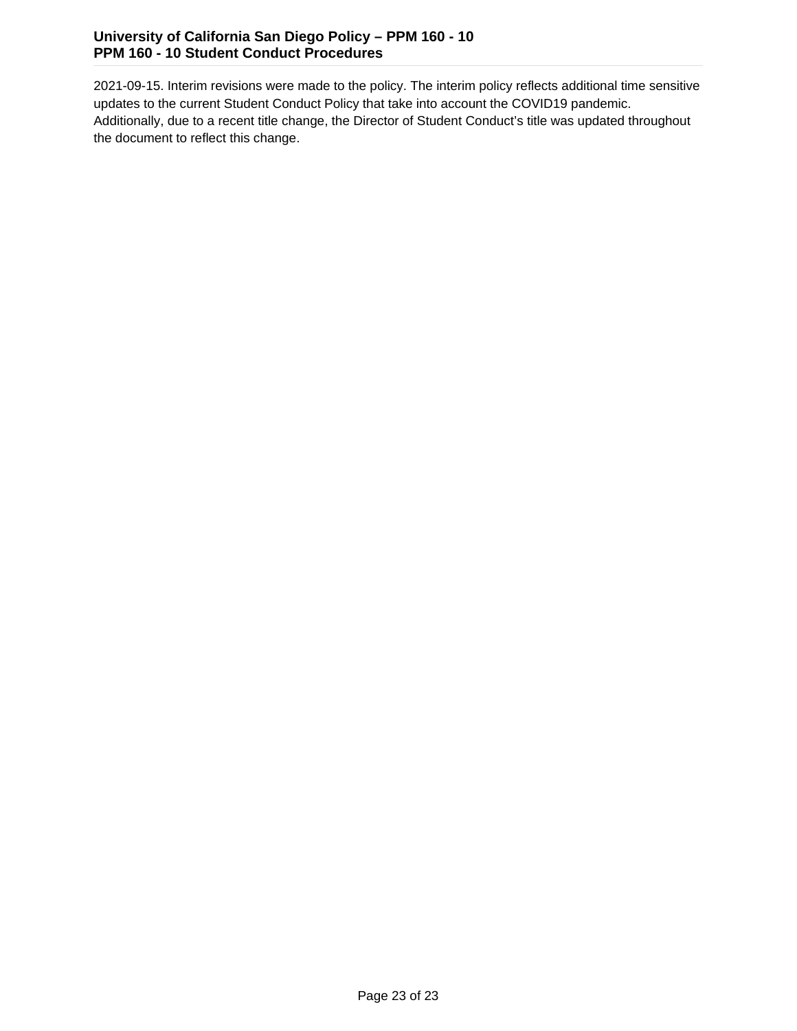2021-09-15. Interim revisions were made to the policy. The interim policy reflects additional time sensitive updates to the current Student Conduct Policy that take into account the COVID19 pandemic. Additionally, due to a recent title change, the Director of Student Conduct's title was updated throughout the document to reflect this change.